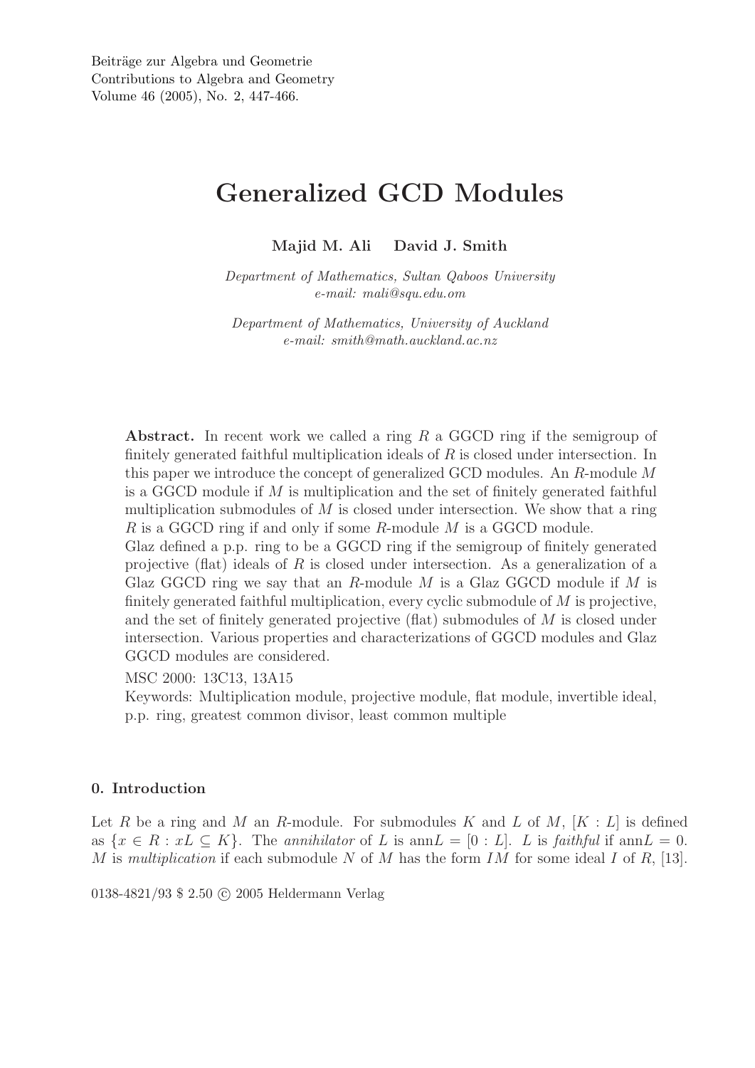# Generalized GCD Modules

**Majid M. Ali     David J. Smith**

*Department of Mathematics, Sultan Qaboos University*
*e-mail: mali@squ.edu.om*

*Department of Mathematics, University of Auckland*
*e-mail: smith@math.auckland.ac.nz*

**Abstract.** In recent work we called a ring $R$ a GGCD ring if the semigroup of finitely generated faithful multiplication ideals of $R$ is closed under intersection. In this paper we introduce the concept of generalized GCD modules. An $R$-module $M$ is a GGCD module if $M$ is multiplication and the set of finitely generated faithful multiplication submodules of $M$ is closed under intersection. We show that a ring $R$ is a GGCD ring if and only if some $R$-module $M$ is a GGCD module.
Glaz defined a p.p. ring to be a GGCD ring if the semigroup of finitely generated projective (flat) ideals of $R$ is closed under intersection. As a generalization of a Glaz GGCD ring we say that an $R$-module $M$ is a Glaz GGCD module if $M$ is finitely generated faithful multiplication, every cyclic submodule of $M$ is projective, and the set of finitely generated projective (flat) submodules of $M$ is closed under intersection. Various properties and characterizations of GGCD modules and Glaz GGCD modules are considered.

MSC 2000: 13C13, 13A15

Keywords: Multiplication module, projective module, flat module, invertible ideal, p.p. ring, greatest common divisor, least common multiple

#### 0. Introduction

Let $R$ be a ring and $M$ an $R$-module. For submodules $K$ and $L$ of $M$, $[K : L]$ is defined as $\{x \in R : xL \subseteq K\}$. The *annihilator* of $L$ is $\text{ann}L = [0 : L]$. $L$ is *faithful* if $\text{ann}L = 0$. $M$ is *multiplication* if each submodule $N$ of $M$ has the form $IM$ for some ideal $I$ of $R$, [13].

0138-4821/93 $ 2.50 © 2005 Heldermann Verlag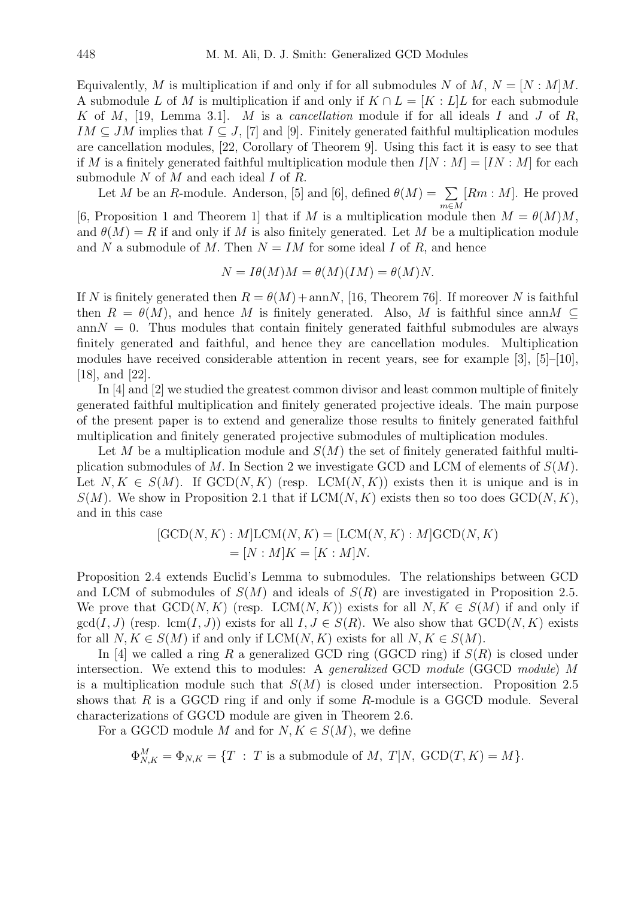Equivalently, $M$ is multiplication if and only if for all submodules $N$ of $M$, $N = [N : M]M$. A submodule $L$ of $M$ is multiplication if and only if $K \cap L = [K : L]L$ for each submodule $K$ of $M$, [19, Lemma 3.1]. $M$ is a *cancellation* module if for all ideals $I$ and $J$ of $R$, $IM \subseteq JM$ implies that $I \subseteq J$, [7] and [9]. Finitely generated faithful multiplication modules are cancellation modules, [22, Corollary of Theorem 9]. Using this fact it is easy to see that if $M$ is a finitely generated faithful multiplication module then $I[N : M] = [IN : M]$ for each submodule $N$ of $M$ and each ideal $I$ of $R$.

Let $M$ be an $R$-module. Anderson, [5] and [6], defined $\theta(M) = \sum_{m \in M} [Rm : M]$. He proved [6, Proposition 1 and Theorem 1] that if $M$ is a multiplication module then $M = \theta(M)M$, and $\theta(M) = R$ if and only if $M$ is also finitely generated. Let $M$ be a multiplication module and $N$ a submodule of $M$. Then $N = IM$ for some ideal $I$ of $R$, and hence

$$N = I\theta(M)M = \theta(M)(IM) = \theta(M)N.$$

If $N$ is finitely generated then $R = \theta(M) + \text{ann}N$, [16, Theorem 76]. If moreover $N$ is faithful then $R = \theta(M)$, and hence $M$ is finitely generated. Also, $M$ is faithful since $\text{ann}M \subseteq \text{ann}N = 0$. Thus modules that contain finitely generated faithful submodules are always finitely generated and faithful, and hence they are cancellation modules. Multiplication modules have received considerable attention in recent years, see for example [3], [5]–[10], [18], and [22].

In [4] and [2] we studied the greatest common divisor and least common multiple of finitely generated faithful multiplication and finitely generated projective ideals. The main purpose of the present paper is to extend and generalize those results to finitely generated faithful multiplication and finitely generated projective submodules of multiplication modules.

Let $M$ be a multiplication module and $S(M)$ the set of finitely generated faithful multiplication submodules of $M$. In Section 2 we investigate GCD and LCM of elements of $S(M)$. Let $N, K \in S(M)$. If $\text{GCD}(N, K)$ (resp. $\text{LCM}(N, K)$) exists then it is unique and is in $S(M)$. We show in Proposition 2.1 that if $\text{LCM}(N, K)$ exists then so too does $\text{GCD}(N, K)$, and in this case

$$\begin{aligned}
[\text{GCD}(N, K) : M]\text{LCM}(N, K) &= [\text{LCM}(N, K) : M]\text{GCD}(N, K) \\
&= [N : M]K = [K : M]N.
\end{aligned}$$

Proposition 2.4 extends Euclid's Lemma to submodules. The relationships between GCD and LCM of submodules of $S(M)$ and ideals of $S(R)$ are investigated in Proposition 2.5. We prove that $\text{GCD}(N, K)$ (resp. $\text{LCM}(N, K)$) exists for all $N, K \in S(M)$ if and only if $\gcd(I, J)$ (resp. $\text{lcm}(I, J)$) exists for all $I, J \in S(R)$. We also show that $\text{GCD}(N, K)$ exists for all $N, K \in S(M)$ if and only if $\text{LCM}(N, K)$ exists for all $N, K \in S(M)$.

In [4] we called a ring $R$ a generalized GCD ring (GGCD ring) if $S(R)$ is closed under intersection. We extend this to modules: A *generalized* GCD *module* (GGCD *module*) $M$ is a multiplication module such that $S(M)$ is closed under intersection. Proposition 2.5 shows that $R$ is a GGCD ring if and only if some $R$-module is a GGCD module. Several characterizations of GGCD module are given in Theorem 2.6.

For a GGCD module $M$ and for $N, K \in S(M)$, we define

$$\Phi^M_{N,K} = \Phi_{N,K} = \{T \ : \ T \text{ is a submodule of } M,\ T|N,\ \text{GCD}(T, K) = M\}.$$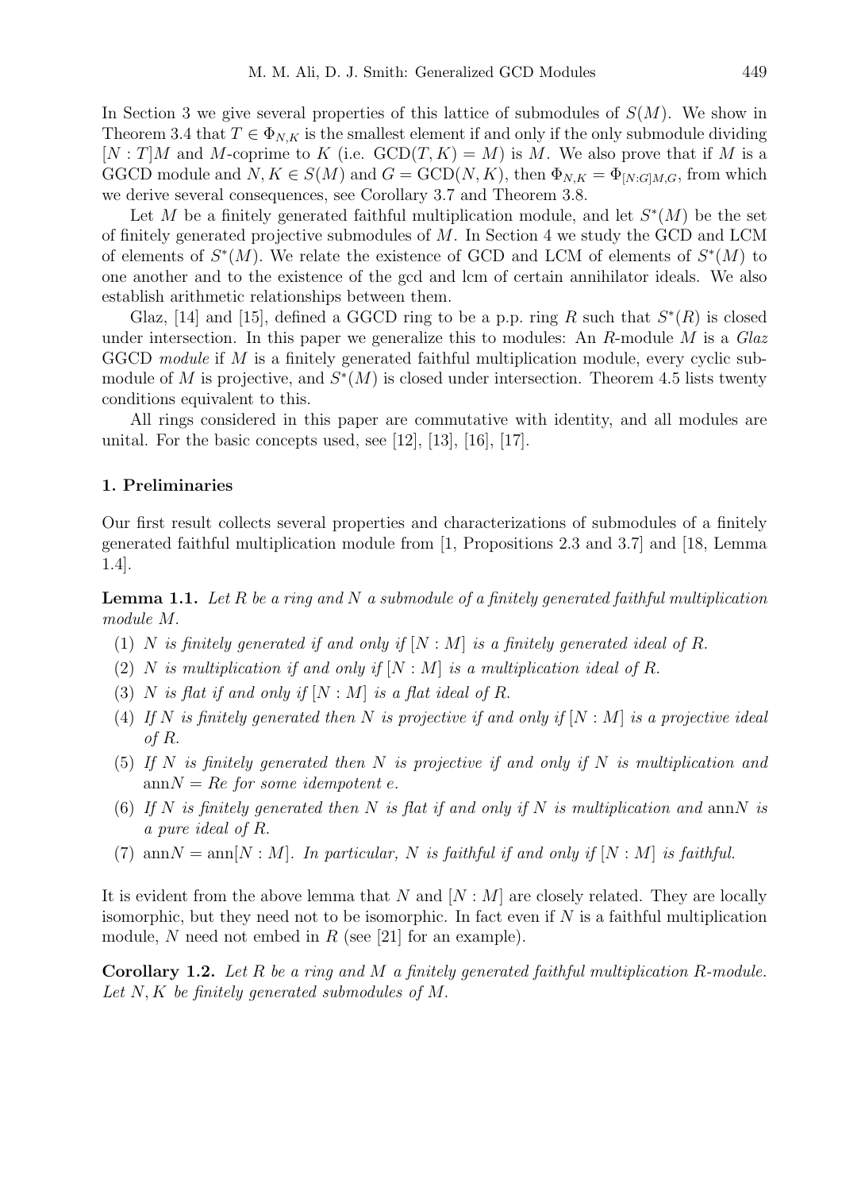In Section 3 we give several properties of this lattice of submodules of $S(M)$. We show in Theorem 3.4 that $T \in \Phi_{N,K}$ is the smallest element if and only if the only submodule dividing $[N : T]M$ and $M$-coprime to $K$ (i.e. $\mathrm{GCD}(T, K) = M$) is $M$. We also prove that if $M$ is a GGCD module and $N, K \in S(M)$ and $G = \mathrm{GCD}(N, K)$, then $\Phi_{N,K} = \Phi_{[N:G]M,G}$, from which we derive several consequences, see Corollary 3.7 and Theorem 3.8.

Let $M$ be a finitely generated faithful multiplication module, and let $S^*(M)$ be the set of finitely generated projective submodules of $M$. In Section 4 we study the GCD and LCM of elements of $S^*(M)$. We relate the existence of GCD and LCM of elements of $S^*(M)$ to one another and to the existence of the gcd and lcm of certain annihilator ideals. We also establish arithmetic relationships between them.

Glaz, [14] and [15], defined a GGCD ring to be a p.p. ring $R$ such that $S^*(R)$ is closed under intersection. In this paper we generalize this to modules: An $R$-module $M$ is a *Glaz* GGCD *module* if $M$ is a finitely generated faithful multiplication module, every cyclic submodule of $M$ is projective, and $S^*(M)$ is closed under intersection. Theorem 4.5 lists twenty conditions equivalent to this.

All rings considered in this paper are commutative with identity, and all modules are unital. For the basic concepts used, see [12], [13], [16], [17].

## 1. Preliminaries

Our first result collects several properties and characterizations of submodules of a finitely generated faithful multiplication module from [1, Propositions 2.3 and 3.7] and [18, Lemma 1.4].

**Lemma 1.1.** *Let $R$ be a ring and $N$ a submodule of a finitely generated faithful multiplication module $M$.*

1. *$N$ is finitely generated if and only if $[N : M]$ is a finitely generated ideal of $R$.*
2. *$N$ is multiplication if and only if $[N : M]$ is a multiplication ideal of $R$.*
3. *$N$ is flat if and only if $[N : M]$ is a flat ideal of $R$.*
4. *If $N$ is finitely generated then $N$ is projective if and only if $[N : M]$ is a projective ideal of $R$.*
5. *If $N$ is finitely generated then $N$ is projective if and only if $N$ is multiplication and $\mathrm{ann}N = Re$ for some idempotent $e$.*
6. *If $N$ is finitely generated then $N$ is flat if and only if $N$ is multiplication and $\mathrm{ann}N$ is a pure ideal of $R$.*
7. *$\mathrm{ann}N = \mathrm{ann}[N : M]$. In particular, $N$ is faithful if and only if $[N : M]$ is faithful.*

It is evident from the above lemma that $N$ and $[N : M]$ are closely related. They are locally isomorphic, but they need not to be isomorphic. In fact even if $N$ is a faithful multiplication module, $N$ need not embed in $R$ (see [21] for an example).

**Corollary 1.2.** *Let $R$ be a ring and $M$ a finitely generated faithful multiplication $R$-module. Let $N, K$ be finitely generated submodules of $M$.*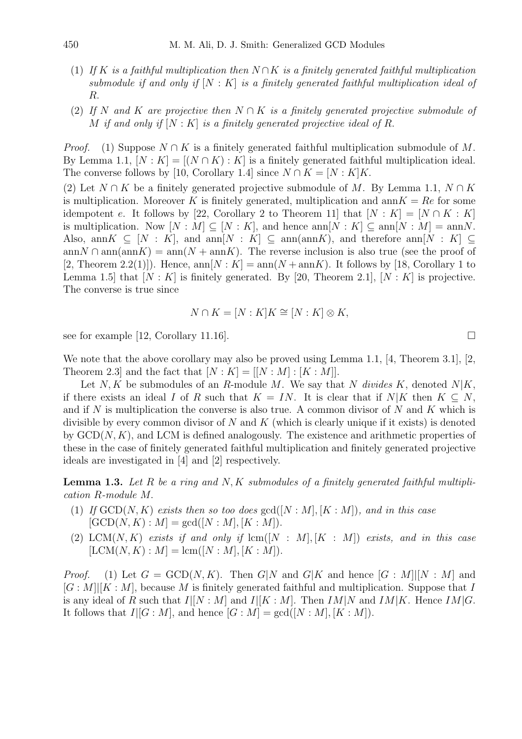(1) *If $K$ is a faithful multiplication then $N \cap K$ is a finitely generated faithful multiplication submodule if and only if $[N : K]$ is a finitely generated faithful multiplication ideal of $R$.*

(2) *If $N$ and $K$ are projective then $N \cap K$ is a finitely generated projective submodule of $M$ if and only if $[N : K]$ is a finitely generated projective ideal of $R$.*

*Proof.* (1) Suppose $N \cap K$ is a finitely generated faithful multiplication submodule of $M$. By Lemma 1.1, $[N : K] = [(N \cap K) : K]$ is a finitely generated faithful multiplication ideal. The converse follows by [10, Corollary 1.4] since $N \cap K = [N : K]K$.

(2) Let $N \cap K$ be a finitely generated projective submodule of $M$. By Lemma 1.1, $N \cap K$ is multiplication. Moreover $K$ is finitely generated, multiplication and $\mathrm{ann}K = Re$ for some idempotent $e$. It follows by [22, Corollary 2 to Theorem 11] that $[N : K] = [N \cap K : K]$ is multiplication. Now $[N : M] \subseteq [N : K]$, and hence $\mathrm{ann}[N : K] \subseteq \mathrm{ann}[N : M] = \mathrm{ann}N$. Also, $\mathrm{ann}K \subseteq [N : K]$, and $\mathrm{ann}[N : K] \subseteq \mathrm{ann}(\mathrm{ann}K)$, and therefore $\mathrm{ann}[N : K] \subseteq \mathrm{ann}N \cap \mathrm{ann}(\mathrm{ann}K) = \mathrm{ann}(N + \mathrm{ann}K)$. The reverse inclusion is also true (see the proof of [2, Theorem 2.2(1)]). Hence, $\mathrm{ann}[N : K] = \mathrm{ann}(N + \mathrm{ann}K)$. It follows by [18, Corollary 1 to Lemma 1.5] that $[N : K]$ is finitely generated. By [20, Theorem 2.1], $[N : K]$ is projective. The converse is true since

$$N \cap K = [N : K]K \cong [N : K] \otimes K,$$

see for example [12, Corollary 11.16]. □

We note that the above corollary may also be proved using Lemma 1.1, [4, Theorem 3.1], [2, Theorem 2.3] and the fact that $[N : K] = [[N : M] : [K : M]]$.

Let $N, K$ be submodules of an $R$-module $M$. We say that $N$ *divides* $K$, denoted $N|K$, if there exists an ideal $I$ of $R$ such that $K = IN$. It is clear that if $N|K$ then $K \subseteq N$, and if $N$ is multiplication the converse is also true. A common divisor of $N$ and $K$ which is divisible by every common divisor of $N$ and $K$ (which is clearly unique if it exists) is denoted by $\mathrm{GCD}(N, K)$, and LCM is defined analogously. The existence and arithmetic properties of these in the case of finitely generated faithful multiplication and finitely generated projective ideals are investigated in [4] and [2] respectively.

**Lemma 1.3.** *Let $R$ be a ring and $N, K$ submodules of a finitely generated faithful multiplication $R$-module $M$.*

(1) *If $\mathrm{GCD}(N, K)$ exists then so too does $\gcd([N : M], [K : M])$, and in this case $[\mathrm{GCD}(N, K) : M] = \gcd([N : M], [K : M])$.*

(2) *$\mathrm{LCM}(N, K)$ exists if and only if $\mathrm{lcm}([N : M], [K : M])$ exists, and in this case $[\mathrm{LCM}(N, K) : M] = \mathrm{lcm}([N : M], [K : M])$.*

*Proof.* (1) Let $G = \mathrm{GCD}(N, K)$. Then $G|N$ and $G|K$ and hence $[G : M]|[N : M]$ and $[G : M]|[K : M]$, because $M$ is finitely generated faithful and multiplication. Suppose that $I$ is any ideal of $R$ such that $I|[N : M]$ and $I|[K : M]$. Then $IM|N$ and $IM|K$. Hence $IM|G$. It follows that $I|[G : M]$, and hence $[G : M] = \gcd([N : M], [K : M])$.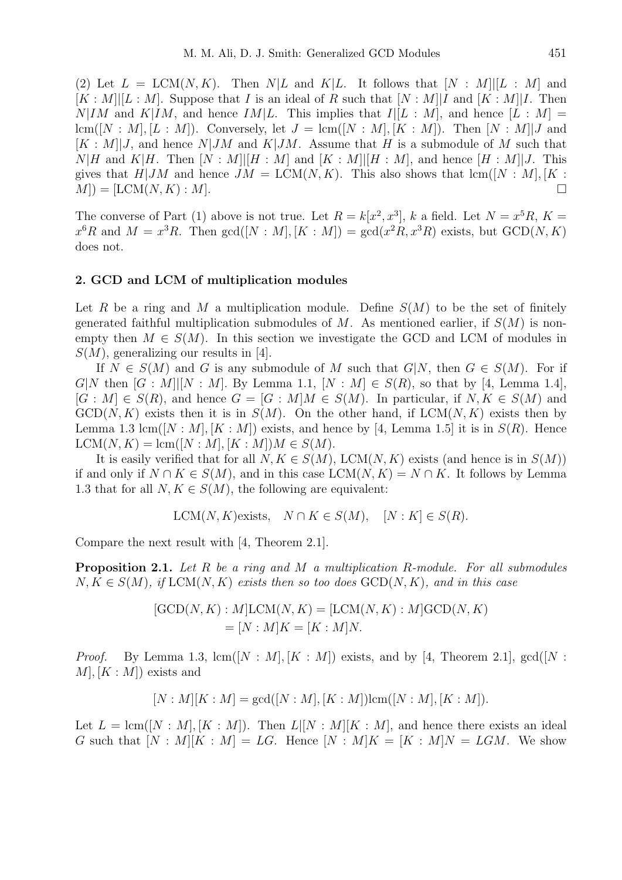(2) Let $L = \mathrm{LCM}(N, K)$. Then $N|L$ and $K|L$. It follows that $[N : M]|[L : M]$ and $[K : M]|[L : M]$. Suppose that $I$ is an ideal of $R$ such that $[N : M]|I$ and $[K : M]|I$. Then $N|IM$ and $K|IM$, and hence $IM|L$. This implies that $I|[L : M]$, and hence $[L : M] = \mathrm{lcm}([N : M], [L : M])$. Conversely, let $J = \mathrm{lcm}([N : M], [K : M])$. Then $[N : M]|J$ and $[K : M]|J$, and hence $N|JM$ and $K|JM$. Assume that $H$ is a submodule of $M$ such that $N|H$ and $K|H$. Then $[N : M]|[H : M]$ and $[K : M]|[H : M]$, and hence $[H : M]|J$. This gives that $H|JM$ and hence $JM = \mathrm{LCM}(N, K)$. This also shows that $\mathrm{lcm}([N : M], [K : M]) = [\mathrm{LCM}(N, K) : M]$. □

The converse of Part (1) above is not true. Let $R = k[x^2, x^3]$, $k$ a field. Let $N = x^5R$, $K = x^6R$ and $M = x^3R$. Then $\gcd([N : M], [K : M]) = \gcd(x^2R, x^3R)$ exists, but $\mathrm{GCD}(N, K)$ does not.

## 2. GCD and LCM of multiplication modules

Let $R$ be a ring and $M$ a multiplication module. Define $S(M)$ to be the set of finitely generated faithful multiplication submodules of $M$. As mentioned earlier, if $S(M)$ is non-empty then $M \in S(M)$. In this section we investigate the GCD and LCM of modules in $S(M)$, generalizing our results in [4].

If $N \in S(M)$ and $G$ is any submodule of $M$ such that $G|N$, then $G \in S(M)$. For if $G|N$ then $[G : M]|[N : M]$. By Lemma 1.1, $[N : M] \in S(R)$, so that by [4, Lemma 1.4], $[G : M] \in S(R)$, and hence $G = [G : M]M \in S(M)$. In particular, if $N, K \in S(M)$ and $\mathrm{GCD}(N, K)$ exists then it is in $S(M)$. On the other hand, if $\mathrm{LCM}(N, K)$ exists then by Lemma 1.3 $\mathrm{lcm}([N : M], [K : M])$ exists, and hence by [4, Lemma 1.5] it is in $S(R)$. Hence $\mathrm{LCM}(N, K) = \mathrm{lcm}([N : M], [K : M])M \in S(M)$.

It is easily verified that for all $N, K \in S(M)$, $\mathrm{LCM}(N, K)$ exists (and hence is in $S(M)$) if and only if $N \cap K \in S(M)$, and in this case $\mathrm{LCM}(N, K) = N \cap K$. It follows by Lemma 1.3 that for all $N, K \in S(M)$, the following are equivalent:

$$\mathrm{LCM}(N, K)\text{exists}, \quad N \cap K \in S(M), \quad [N : K] \in S(R).$$

Compare the next result with [4, Theorem 2.1].

**Proposition 2.1.** *Let $R$ be a ring and $M$ a multiplication $R$-module. For all submodules $N, K \in S(M)$, if $\mathrm{LCM}(N, K)$ exists then so too does $\mathrm{GCD}(N, K)$, and in this case*

$$\begin{aligned}[\mathrm{GCD}(N, K) : M]\mathrm{LCM}(N, K) &= [\mathrm{LCM}(N, K) : M]\mathrm{GCD}(N, K) \\ &= [N : M]K = [K : M]N.\end{aligned}$$

*Proof.* By Lemma 1.3, $\mathrm{lcm}([N : M], [K : M])$ exists, and by [4, Theorem 2.1], $\gcd([N : M], [K : M])$ exists and

$$[N : M][K : M] = \gcd([N : M], [K : M])\mathrm{lcm}([N : M], [K : M]).$$

Let $L = \mathrm{lcm}([N : M], [K : M])$. Then $L|[N : M][K : M]$, and hence there exists an ideal $G$ such that $[N : M][K : M] = LG$. Hence $[N : M]K = [K : M]N = LGM$. We show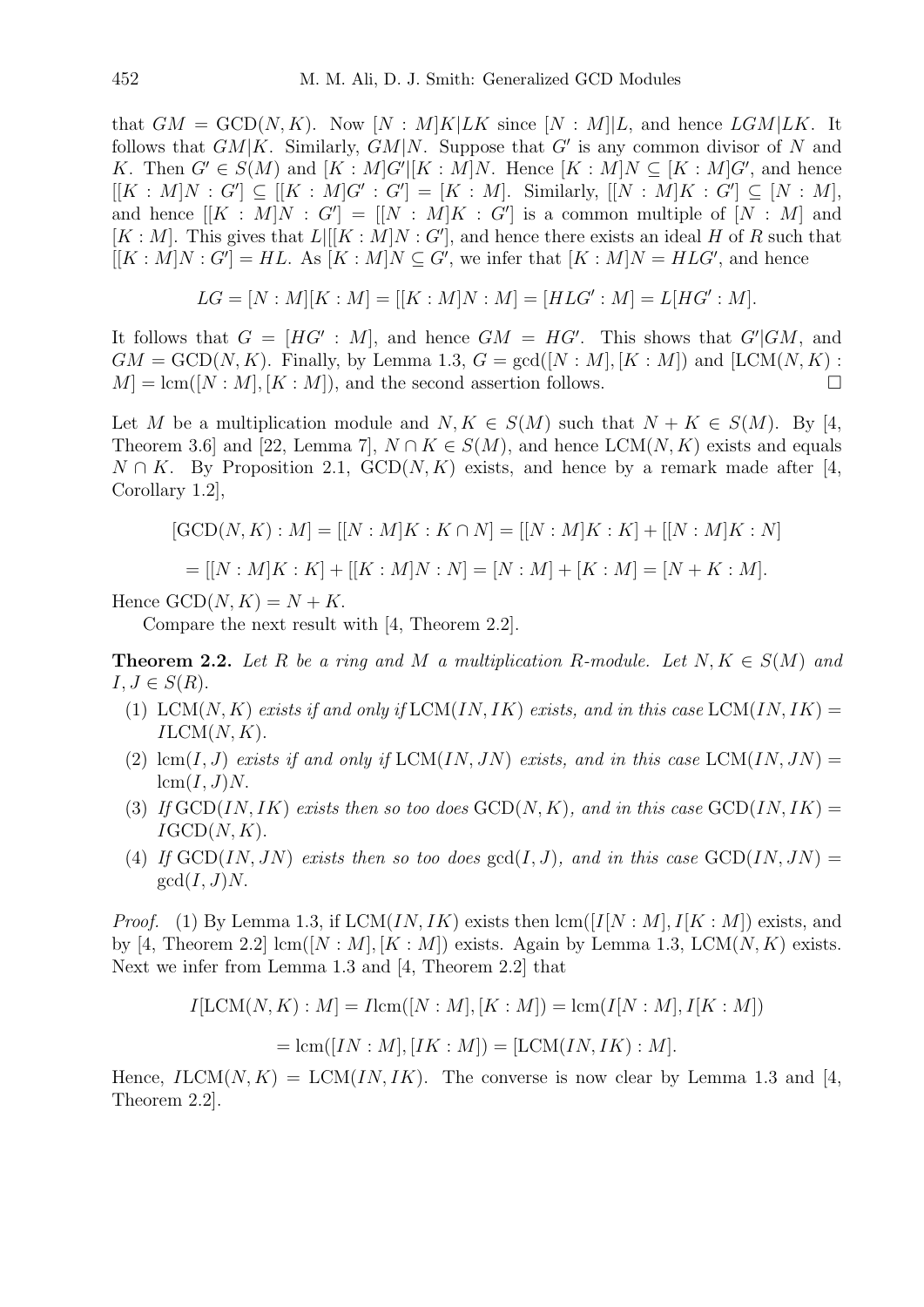that $GM = \mathrm{GCD}(N, K)$. Now $[N : M]K|LK$ since $[N : M]|L$, and hence $LGM|LK$. It follows that $GM|K$. Similarly, $GM|N$. Suppose that $G'$ is any common divisor of $N$ and $K$. Then $G' \in S(M)$ and $[K : M]G'|[K : M]N$. Hence $[K : M]N \subseteq [K : M]G'$, and hence $[[K : M]N : G'] \subseteq [[K : M]G' : G'] = [K : M]$. Similarly, $[[N : M]K : G'] \subseteq [N : M]$, and hence $[[K : M]N : G'] = [[N : M]K : G']$ is a common multiple of $[N : M]$ and $[K : M]$. This gives that $L|[[K : M]N : G']$, and hence there exists an ideal $H$ of $R$ such that $[[K : M]N : G'] = HL$. As $[K : M]N \subseteq G'$, we infer that $[K : M]N = HLG'$, and hence

$$LG = [N : M][K : M] = [[K : M]N : M] = [HLG' : M] = L[HG' : M].$$

It follows that $G = [HG' : M]$, and hence $GM = HG'$. This shows that $G'|GM$, and $GM = \mathrm{GCD}(N, K)$. Finally, by Lemma 1.3, $G = \gcd([N : M], [K : M])$ and $[\mathrm{LCM}(N, K) : M] = \mathrm{lcm}([N : M], [K : M])$, and the second assertion follows. □

Let $M$ be a multiplication module and $N, K \in S(M)$ such that $N + K \in S(M)$. By [4, Theorem 3.6] and [22, Lemma 7], $N \cap K \in S(M)$, and hence $\mathrm{LCM}(N, K)$ exists and equals $N \cap K$. By Proposition 2.1, $\mathrm{GCD}(N, K)$ exists, and hence by a remark made after [4, Corollary 1.2],

$$[\mathrm{GCD}(N, K) : M] = [[N : M]K : K \cap N] = [[N : M]K : K] + [[N : M]K : N]$$

$$= [[N : M]K : K] + [[K : M]N : N] = [N : M] + [K : M] = [N + K : M].$$

Hence $\mathrm{GCD}(N, K) = N + K$.

Compare the next result with [4, Theorem 2.2].

**Theorem 2.2.** *Let $R$ be a ring and $M$ a multiplication $R$-module. Let $N, K \in S(M)$ and $I, J \in S(R)$.*

1. $\mathrm{LCM}(N, K)$ *exists if and only if* $\mathrm{LCM}(IN, IK)$ *exists, and in this case* $\mathrm{LCM}(IN, IK) = I\mathrm{LCM}(N, K)$.
2. $\mathrm{lcm}(I, J)$ *exists if and only if* $\mathrm{LCM}(IN, JN)$ *exists, and in this case* $\mathrm{LCM}(IN, JN) = \mathrm{lcm}(I, J)N$.
3. *If* $\mathrm{GCD}(IN, IK)$ *exists then so too does* $\mathrm{GCD}(N, K)$*, and in this case* $\mathrm{GCD}(IN, IK) = I\mathrm{GCD}(N, K)$.
4. *If* $\mathrm{GCD}(IN, JN)$ *exists then so too does* $\gcd(I, J)$*, and in this case* $\mathrm{GCD}(IN, JN) = \gcd(I, J)N$.

*Proof.* (1) By Lemma 1.3, if $\mathrm{LCM}(IN, IK)$ exists then $\mathrm{lcm}([I[N : M], I[K : M])$ exists, and by [4, Theorem 2.2] $\mathrm{lcm}([N : M], [K : M])$ exists. Again by Lemma 1.3, $\mathrm{LCM}(N, K)$ exists. Next we infer from Lemma 1.3 and [4, Theorem 2.2] that

$$I[\mathrm{LCM}(N, K) : M] = I\mathrm{lcm}([N : M], [K : M]) = \mathrm{lcm}(I[N : M], I[K : M])$$

$$= \mathrm{lcm}([IN : M], [IK : M]) = [\mathrm{LCM}(IN, IK) : M].$$

Hence, $I\mathrm{LCM}(N, K) = \mathrm{LCM}(IN, IK)$. The converse is now clear by Lemma 1.3 and [4, Theorem 2.2].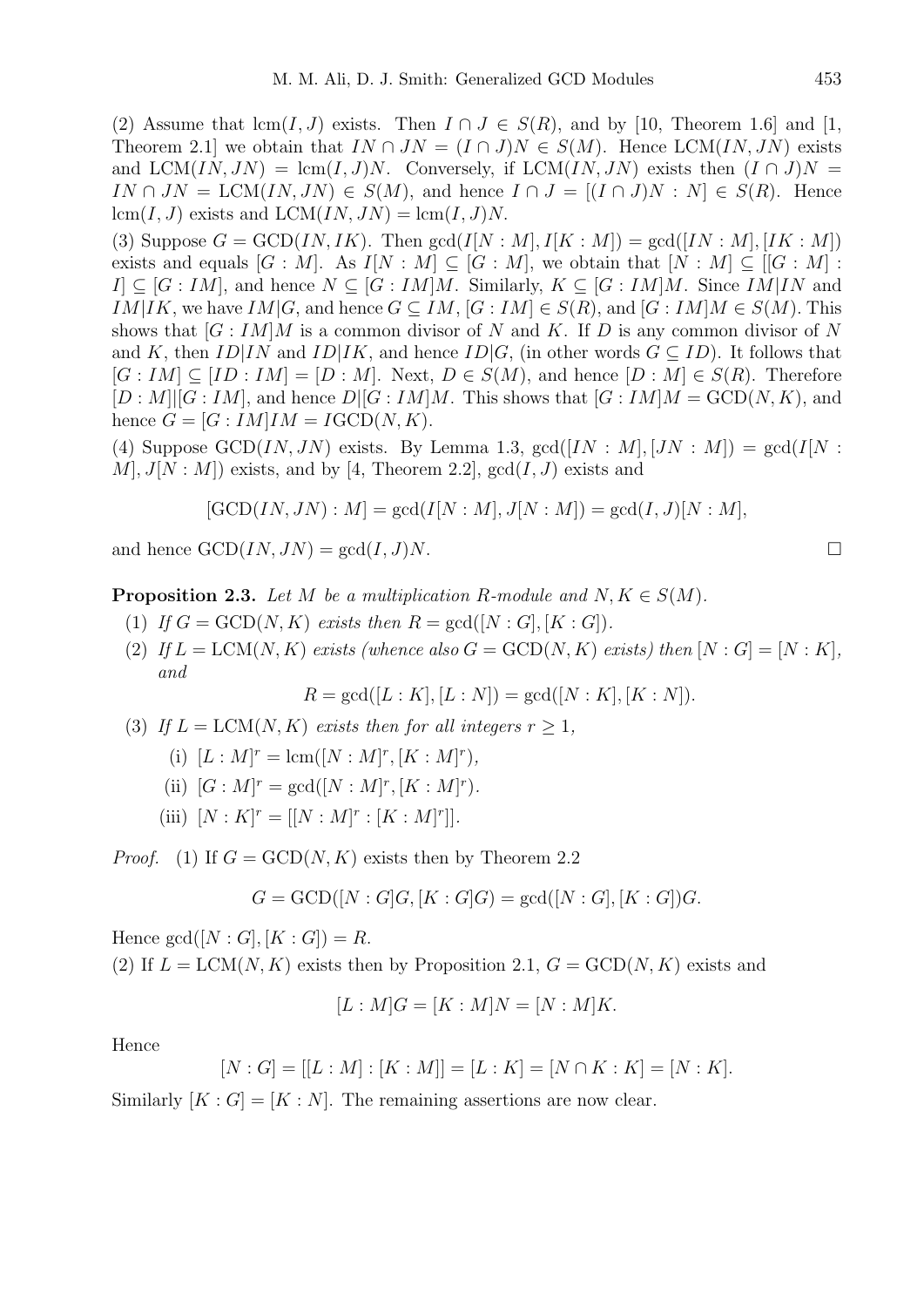(2) Assume that $\operatorname{lcm}(I, J)$ exists. Then $I \cap J \in S(R)$, and by [10, Theorem 1.6] and [1, Theorem 2.1] we obtain that $IN \cap JN = (I \cap J)N \in S(M)$. Hence $\operatorname{LCM}(IN, JN)$ exists and $\operatorname{LCM}(IN, JN) = \operatorname{lcm}(I, J)N$. Conversely, if $\operatorname{LCM}(IN, JN)$ exists then $(I \cap J)N = IN \cap JN = \operatorname{LCM}(IN, JN) \in S(M)$, and hence $I \cap J = [(I \cap J)N : N] \in S(R)$. Hence $\operatorname{lcm}(I, J)$ exists and $\operatorname{LCM}(IN, JN) = \operatorname{lcm}(I, J)N$.

(3) Suppose $G = \operatorname{GCD}(IN, IK)$. Then $\gcd(I[N : M], I[K : M]) = \gcd([IN : M], [IK : M])$ exists and equals $[G : M]$. As $I[N : M] \subseteq [G : M]$, we obtain that $[N : M] \subseteq [[G : M] : I] \subseteq [G : IM]$, and hence $N \subseteq [G : IM]M$. Similarly, $K \subseteq [G : IM]M$. Since $IM|IN$ and $IM|IK$, we have $IM|G$, and hence $G \subseteq IM$, $[G : IM] \in S(R)$, and $[G : IM]M \in S(M)$. This shows that $[G : IM]M$ is a common divisor of $N$ and $K$. If $D$ is any common divisor of $N$ and $K$, then $ID|IN$ and $ID|IK$, and hence $ID|G$, (in other words $G \subseteq ID$). It follows that $[G : IM] \subseteq [ID : IM] = [D : M]$. Next, $D \in S(M)$, and hence $[D : M] \in S(R)$. Therefore $[D : M]|[G : IM]$, and hence $D|[G : IM]M$. This shows that $[G : IM]M = \operatorname{GCD}(N, K)$, and hence $G = [G : IM]IM = I\operatorname{GCD}(N, K)$.

(4) Suppose $\operatorname{GCD}(IN, JN)$ exists. By Lemma 1.3, $\gcd([IN : M], [JN : M]) = \gcd(I[N : M], J[N : M])$ exists, and by [4, Theorem 2.2], $\gcd(I, J)$ exists and

$$[\operatorname{GCD}(IN, JN) : M] = \gcd(I[N : M], J[N : M]) = \gcd(I, J)[N : M],$$

and hence $\operatorname{GCD}(IN, JN) = \gcd(I, J)N$. □

**Proposition 2.3.** *Let $M$ be a multiplication $R$-module and $N, K \in S(M)$.*

1. *If $G = \operatorname{GCD}(N, K)$ exists then $R = \gcd([N : G], [K : G])$.*
2. *If $L = \operatorname{LCM}(N, K)$ exists (whence also $G = \operatorname{GCD}(N, K)$ exists) then $[N : G] = [N : K]$, and*
$$R = \gcd([L : K], [L : N]) = \gcd([N : K], [K : N]).$$
3. *If $L = \operatorname{LCM}(N, K)$ exists then for all integers $r \geq 1$,*
   - (i) $[L : M]^r = \operatorname{lcm}([N : M]^r, [K : M]^r)$,
   - (ii) $[G : M]^r = \gcd([N : M]^r, [K : M]^r)$.
   - (iii) $[N : K]^r = [[N : M]^r : [K : M]^r]]$.

*Proof.* (1) If $G = \operatorname{GCD}(N, K)$ exists then by Theorem 2.2

$$G = \operatorname{GCD}([N : G]G, [K : G]G) = \gcd([N : G], [K : G])G.$$

Hence $\gcd([N : G], [K : G]) = R$.

(2) If $L = \operatorname{LCM}(N, K)$ exists then by Proposition 2.1, $G = \operatorname{GCD}(N, K)$ exists and

$$[L : M]G = [K : M]N = [N : M]K.$$

Hence

$$[N : G] = [[L : M] : [K : M]] = [L : K] = [N \cap K : K] = [N : K].$$

Similarly $[K : G] = [K : N]$. The remaining assertions are now clear.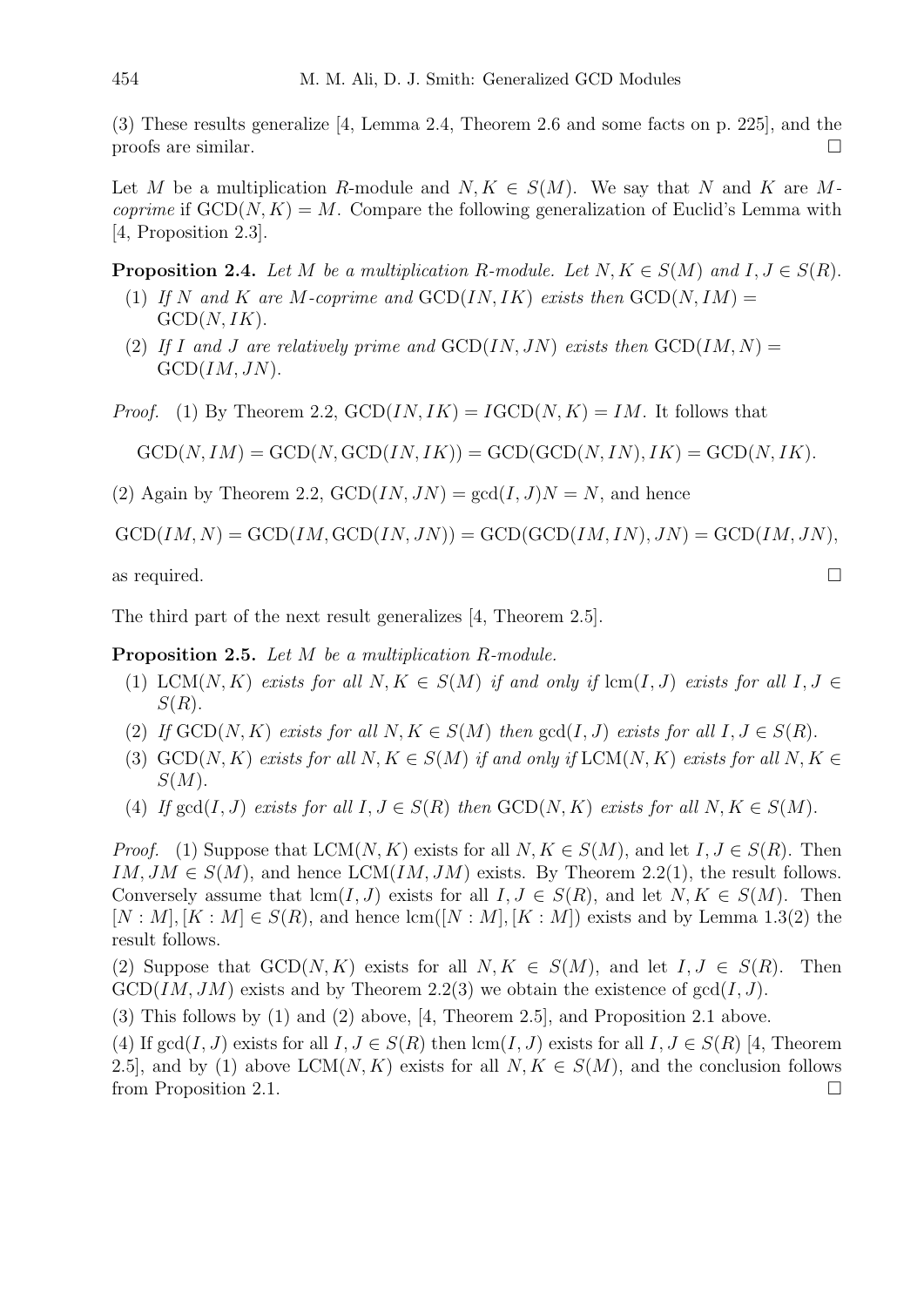(3) These results generalize [4, Lemma 2.4, Theorem 2.6 and some facts on p. 225], and the proofs are similar. □

Let $M$ be a multiplication $R$-module and $N, K \in S(M)$. We say that $N$ and $K$ are *$M$-coprime* if $\mathrm{GCD}(N, K) = M$. Compare the following generalization of Euclid's Lemma with [4, Proposition 2.3].

**Proposition 2.4.** *Let $M$ be a multiplication $R$-module. Let $N, K \in S(M)$ and $I, J \in S(R)$.*

1. *If $N$ and $K$ are $M$-coprime and $\mathrm{GCD}(IN, IK)$ exists then $\mathrm{GCD}(N, IM) = \mathrm{GCD}(N, IK)$.*
2. *If $I$ and $J$ are relatively prime and $\mathrm{GCD}(IN, JN)$ exists then $\mathrm{GCD}(IM, N) = \mathrm{GCD}(IM, JN)$.*

*Proof.* (1) By Theorem 2.2, $\mathrm{GCD}(IN, IK) = I\mathrm{GCD}(N, K) = IM$. It follows that

$$\mathrm{GCD}(N, IM) = \mathrm{GCD}(N, \mathrm{GCD}(IN, IK)) = \mathrm{GCD}(\mathrm{GCD}(N, IN), IK) = \mathrm{GCD}(N, IK).$$

(2) Again by Theorem 2.2, $\mathrm{GCD}(IN, JN) = \gcd(I, J)N = N$, and hence

$$\mathrm{GCD}(IM, N) = \mathrm{GCD}(IM, \mathrm{GCD}(IN, JN)) = \mathrm{GCD}(\mathrm{GCD}(IM, IN), JN) = \mathrm{GCD}(IM, JN),$$

as required. □

The third part of the next result generalizes [4, Theorem 2.5].

**Proposition 2.5.** *Let $M$ be a multiplication $R$-module.*

1. *$\mathrm{LCM}(N, K)$ exists for all $N, K \in S(M)$ if and only if $\mathrm{lcm}(I, J)$ exists for all $I, J \in S(R)$.*
2. *If $\mathrm{GCD}(N, K)$ exists for all $N, K \in S(M)$ then $\gcd(I, J)$ exists for all $I, J \in S(R)$.*
3. *$\mathrm{GCD}(N, K)$ exists for all $N, K \in S(M)$ if and only if $\mathrm{LCM}(N, K)$ exists for all $N, K \in S(M)$.*
4. *If $\gcd(I, J)$ exists for all $I, J \in S(R)$ then $\mathrm{GCD}(N, K)$ exists for all $N, K \in S(M)$.*

*Proof.* (1) Suppose that $\mathrm{LCM}(N, K)$ exists for all $N, K \in S(M)$, and let $I, J \in S(R)$. Then $IM, JM \in S(M)$, and hence $\mathrm{LCM}(IM, JM)$ exists. By Theorem 2.2(1), the result follows. Conversely assume that $\mathrm{lcm}(I, J)$ exists for all $I, J \in S(R)$, and let $N, K \in S(M)$. Then $[N : M], [K : M] \in S(R)$, and hence $\mathrm{lcm}([N : M], [K : M])$ exists and by Lemma 1.3(2) the result follows.

(2) Suppose that $\mathrm{GCD}(N, K)$ exists for all $N, K \in S(M)$, and let $I, J \in S(R)$. Then $\mathrm{GCD}(IM, JM)$ exists and by Theorem 2.2(3) we obtain the existence of $\gcd(I, J)$.

(3) This follows by (1) and (2) above, [4, Theorem 2.5], and Proposition 2.1 above.

(4) If $\gcd(I, J)$ exists for all $I, J \in S(R)$ then $\mathrm{lcm}(I, J)$ exists for all $I, J \in S(R)$ [4, Theorem 2.5], and by (1) above $\mathrm{LCM}(N, K)$ exists for all $N, K \in S(M)$, and the conclusion follows from Proposition 2.1. □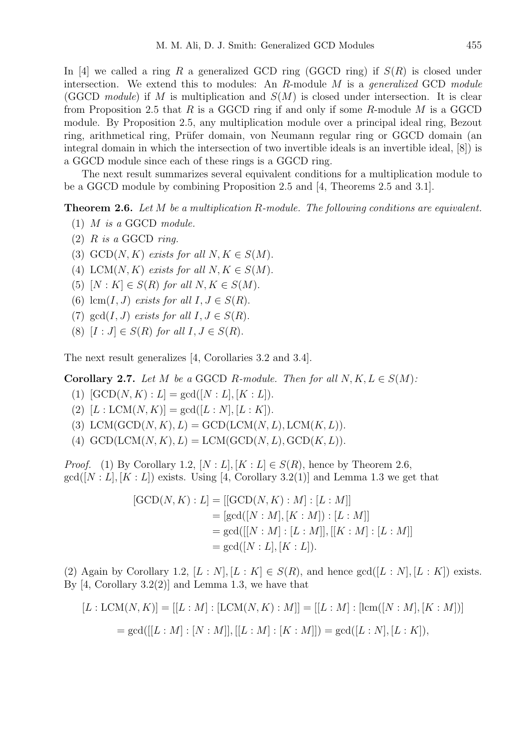In [4] we called a ring $R$ a generalized GCD ring (GGCD ring) if $S(R)$ is closed under intersection. We extend this to modules: An $R$-module $M$ is a *generalized* GCD *module* (GGCD *module*) if $M$ is multiplication and $S(M)$ is closed under intersection. It is clear from Proposition 2.5 that $R$ is a GGCD ring if and only if some $R$-module $M$ is a GGCD module. By Proposition 2.5, any multiplication module over a principal ideal ring, Bezout ring, arithmetical ring, Prüfer domain, von Neumann regular ring or GGCD domain (an integral domain in which the intersection of two invertible ideals is an invertible ideal, [8]) is a GGCD module since each of these rings is a GGCD ring.

The next result summarizes several equivalent conditions for a multiplication module to be a GGCD module by combining Proposition 2.5 and [4, Theorems 2.5 and 3.1].

**Theorem 2.6.** *Let $M$ be a multiplication $R$-module. The following conditions are equivalent.*

1. *$M$ is a* GGCD *module.*
2. *$R$ is a* GGCD *ring.*
3. *$\mathrm{GCD}(N, K)$ exists for all $N, K \in S(M)$.*
4. *$\mathrm{LCM}(N, K)$ exists for all $N, K \in S(M)$.*
5. *$[N : K] \in S(R)$ for all $N, K \in S(M)$.*
6. *$\mathrm{lcm}(I, J)$ exists for all $I, J \in S(R)$.*
7. *$\gcd(I, J)$ exists for all $I, J \in S(R)$.*
8. *$[I : J] \in S(R)$ for all $I, J \in S(R)$.*

The next result generalizes [4, Corollaries 3.2 and 3.4].

**Corollary 2.7.** *Let $M$ be a* GGCD *$R$-module. Then for all $N, K, L \in S(M)$:*

1. $[\mathrm{GCD}(N, K) : L] = \gcd([N : L], [K : L])$.
2. $[L : \mathrm{LCM}(N, K)] = \gcd([L : N], [L : K])$.
3. $\mathrm{LCM}(\mathrm{GCD}(N, K), L) = \mathrm{GCD}(\mathrm{LCM}(N, L), \mathrm{LCM}(K, L))$.
4. $\mathrm{GCD}(\mathrm{LCM}(N, K), L) = \mathrm{LCM}(\mathrm{GCD}(N, L), \mathrm{GCD}(K, L))$.

*Proof.* (1) By Corollary 1.2, $[N : L], [K : L] \in S(R)$, hence by Theorem 2.6, $\gcd([N : L], [K : L])$ exists. Using [4, Corollary 3.2(1)] and Lemma 1.3 we get that

$$\begin{aligned}
[\mathrm{GCD}(N, K) : L] &= [[\mathrm{GCD}(N, K) : M] : [L : M]] \\
&= [\gcd([N : M], [K : M]) : [L : M]] \\
&= \gcd([[N : M] : [L : M]], [[K : M] : [L : M]] \\
&= \gcd([N : L], [K : L]).
\end{aligned}$$

(2) Again by Corollary 1.2, $[L : N], [L : K] \in S(R)$, and hence $\gcd([L : N], [L : K])$ exists. By [4, Corollary 3.2(2)] and Lemma 1.3, we have that

$$[L : \mathrm{LCM}(N, K)] = [[L : M] : [\mathrm{LCM}(N, K) : M]] = [[L : M] : [\mathrm{lcm}([N : M], [K : M])]$$

$$= \gcd([[L : M] : [N : M]], [[L : M] : [K : M]]) = \gcd([L : N], [L : K]),$$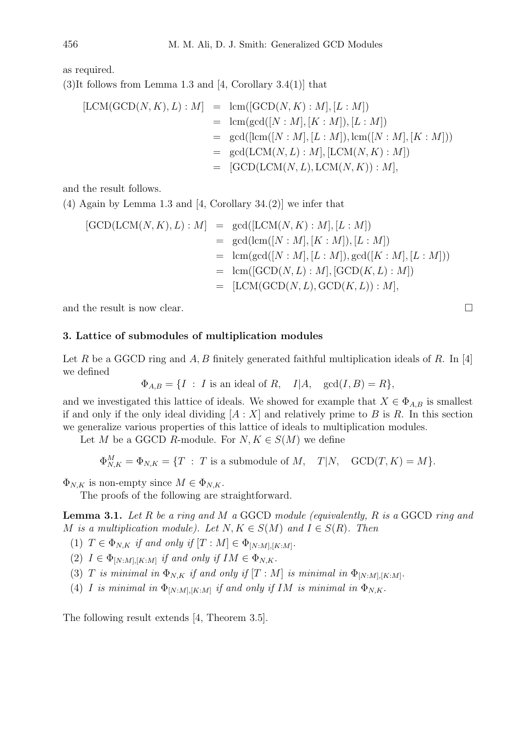as required.

(3)It follows from Lemma 1.3 and [4, Corollary 3.4(1)] that

$$\begin{aligned}
[\mathrm{LCM}(\mathrm{GCD}(N,K),L):M] &= \mathrm{lcm}([\mathrm{GCD}(N,K):M],[L:M]) \\
&= \mathrm{lcm}(\gcd([N:M],[K:M]),[L:M]) \\
&= \gcd([\mathrm{lcm}([N:M],[L:M]),\mathrm{lcm}([N:M],[K:M])) \\
&= \gcd(\mathrm{LCM}(N,L):M],[\mathrm{LCM}(N,K):M]) \\
&= [\mathrm{GCD}(\mathrm{LCM}(N,L),\mathrm{LCM}(N,K)):M],
\end{aligned}$$

and the result follows.

(4) Again by Lemma 1.3 and [4, Corollary 34.(2)] we infer that

$$\begin{aligned}
[\mathrm{GCD}(\mathrm{LCM}(N,K),L):M] &= \gcd([\mathrm{LCM}(N,K):M],[L:M]) \\
&= \gcd(\mathrm{lcm}([N:M],[K:M]),[L:M]) \\
&= \mathrm{lcm}(\gcd([N:M],[L:M]),\gcd([K:M],[L:M])) \\
&= \mathrm{lcm}([\mathrm{GCD}(N,L):M],[\mathrm{GCD}(K,L):M]) \\
&= [\mathrm{LCM}(\mathrm{GCD}(N,L),\mathrm{GCD}(K,L)):M],
\end{aligned}$$

and the result is now clear. □

### 3. Lattice of submodules of multiplication modules

Let $R$ be a GGCD ring and $A,B$ finitely generated faithful multiplication ideals of $R$. In [4] we defined

$$\Phi_{A,B} = \{I \;:\; I \text{ is an ideal of } R, \quad I|A, \quad \gcd(I,B) = R\},$$

and we investigated this lattice of ideals. We showed for example that $X \in \Phi_{A,B}$ is smallest if and only if the only ideal dividing $[A:X]$ and relatively prime to $B$ is $R$. In this section we generalize various properties of this lattice of ideals to multiplication modules.

Let $M$ be a GGCD $R$-module. For $N,K \in S(M)$ we define

$$\Phi^M_{N,K} = \Phi_{N,K} = \{T \;:\; T \text{ is a submodule of } M, \quad T|N, \quad \mathrm{GCD}(T,K) = M\}.$$

$\Phi_{N,K}$ is non-empty since $M \in \Phi_{N,K}$.

The proofs of the following are straightforward.

**Lemma 3.1.** *Let $R$ be a ring and $M$ a GGCD module (equivalently, $R$ is a GGCD ring and $M$ is a multiplication module). Let $N,K \in S(M)$ and $I \in S(R)$. Then*

1. *$T \in \Phi_{N,K}$ if and only if $[T:M] \in \Phi_{[N:M],[K:M]}$.*
2. *$I \in \Phi_{[N:M],[K:M]}$ if and only if $IM \in \Phi_{N,K}$.*
3. *$T$ is minimal in $\Phi_{N,K}$ if and only if $[T:M]$ is minimal in $\Phi_{[N:M],[K:M]}$.*
4. *$I$ is minimal in $\Phi_{[N:M],[K:M]}$ if and only if $IM$ is minimal in $\Phi_{N,K}$.*

The following result extends [4, Theorem 3.5].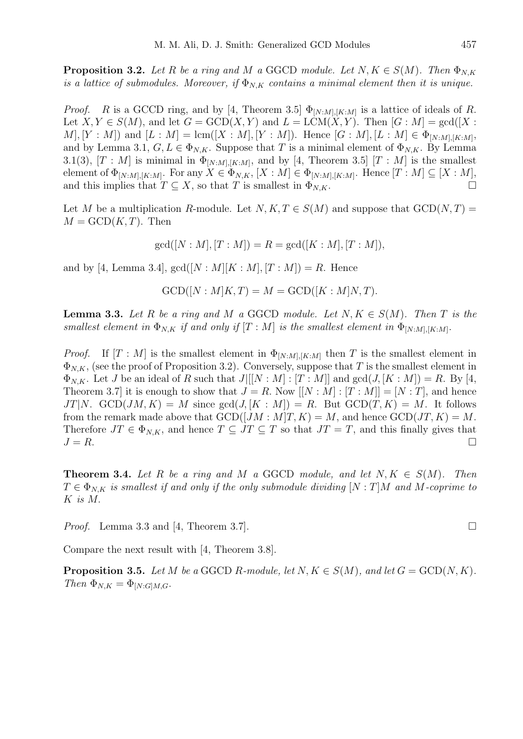**Proposition 3.2.** *Let $R$ be a ring and $M$ a* GGCD *module. Let $N, K \in S(M)$. Then $\Phi_{N,K}$ is a lattice of submodules. Moreover, if $\Phi_{N,K}$ contains a minimal element then it is unique.*

*Proof.* $R$ is a GCCD ring, and by [4, Theorem 3.5] $\Phi_{[N:M],[K:M]}$ is a lattice of ideals of $R$. Let $X, Y \in S(M)$, and let $G = \mathrm{GCD}(X, Y)$ and $L = \mathrm{LCM}(X, Y)$. Then $[G : M] = \gcd([X : M], [Y : M])$ and $[L : M] = \mathrm{lcm}([X : M], [Y : M])$. Hence $[G : M], [L : M] \in \Phi_{[N:M],[K:M]}$, and by Lemma 3.1, $G, L \in \Phi_{N,K}$. Suppose that $T$ is a minimal element of $\Phi_{N,K}$. By Lemma 3.1(3), $[T : M]$ is minimal in $\Phi_{[N:M],[K:M]}$, and by [4, Theorem 3.5] $[T : M]$ is the smallest element of $\Phi_{[N:M],[K:M]}$. For any $X \in \Phi_{N,K}$, $[X : M] \in \Phi_{[N:M],[K:M]}$. Hence $[T : M] \subseteq [X : M]$, and this implies that $T \subseteq X$, so that $T$ is smallest in $\Phi_{N,K}$. □

Let $M$ be a multiplication $R$-module. Let $N, K, T \in S(M)$ and suppose that $\mathrm{GCD}(N, T) = M = \mathrm{GCD}(K, T)$. Then

$$\gcd([N : M], [T : M]) = R = \gcd([K : M], [T : M]),$$

and by [4, Lemma 3.4], $\gcd([N : M][K : M], [T : M]) = R$. Hence

$$\mathrm{GCD}([N : M]K, T) = M = \mathrm{GCD}([K : M]N, T).$$

**Lemma 3.3.** *Let $R$ be a ring and $M$ a* GGCD *module. Let $N, K \in S(M)$. Then $T$ is the smallest element in $\Phi_{N,K}$ if and only if $[T : M]$ is the smallest element in $\Phi_{[N:M],[K:M]}$.*

*Proof.* If $[T : M]$ is the smallest element in $\Phi_{[N:M],[K:M]}$ then $T$ is the smallest element in $\Phi_{N,K}$, (see the proof of Proposition 3.2). Conversely, suppose that $T$ is the smallest element in $\Phi_{N,K}$. Let $J$ be an ideal of $R$ such that $J | [[N : M] : [T : M]]$ and $\gcd(J, [K : M]) = R$. By [4, Theorem 3.7] it is enough to show that $J = R$. Now $[[N : M] : [T : M]] = [N : T]$, and hence $JT | N$. $\mathrm{GCD}(JM, K) = M$ since $\gcd(J, [K : M]) = R$. But $\mathrm{GCD}(T, K) = M$. It follows from the remark made above that $\mathrm{GCD}([JM : M]T, K) = M$, and hence $\mathrm{GCD}(JT, K) = M$. Therefore $JT \in \Phi_{N,K}$, and hence $T \subseteq JT \subseteq T$ so that $JT = T$, and this finally gives that $J = R$. □

**Theorem 3.4.** *Let $R$ be a ring and $M$ a* GGCD *module, and let $N, K \in S(M)$. Then $T \in \Phi_{N,K}$ is smallest if and only if the only submodule dividing $[N : T]M$ and $M$-coprime to $K$ is $M$.*

*Proof.* Lemma 3.3 and [4, Theorem 3.7]. □

Compare the next result with [4, Theorem 3.8].

**Proposition 3.5.** *Let $M$ be a* GGCD *$R$-module, let $N, K \in S(M)$, and let $G = \mathrm{GCD}(N, K)$. Then $\Phi_{N,K} = \Phi_{[N:G]M,G}$.*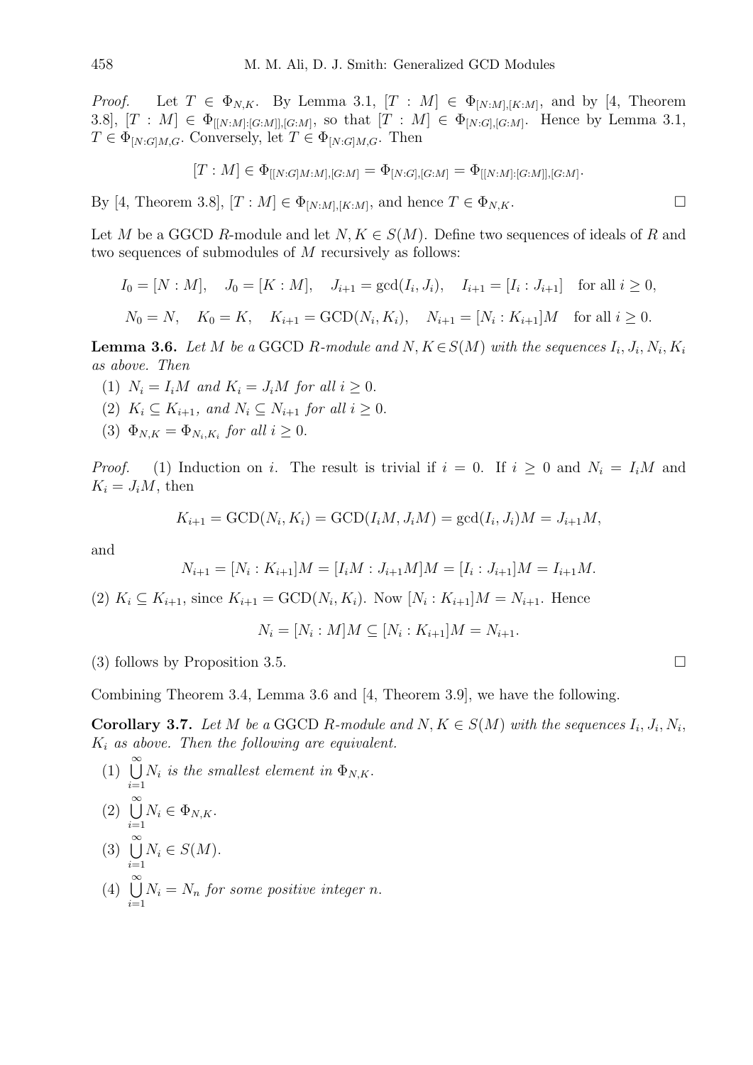*Proof.* Let $T \in \Phi_{N,K}$. By Lemma 3.1, $[T : M] \in \Phi_{[N:M],[K:M]}$, and by [4, Theorem 3.8], $[T : M] \in \Phi_{[[N:M]:[G:M]],[G:M]}$, so that $[T : M] \in \Phi_{[N:G],[G:M]}$. Hence by Lemma 3.1, $T \in \Phi_{[N:G]M,G}$. Conversely, let $T \in \Phi_{[N:G]M,G}$. Then

$$[T : M] \in \Phi_{[[N:G]M:M],[G:M]} = \Phi_{[N:G],[G:M]} = \Phi_{[[N:M]:[G:M]],[G:M]}.$$

By [4, Theorem 3.8], $[T : M] \in \Phi_{[N:M],[K:M]}$, and hence $T \in \Phi_{N,K}$. □

Let $M$ be a GGCD $R$-module and let $N, K \in S(M)$. Define two sequences of ideals of $R$ and two sequences of submodules of $M$ recursively as follows:

$$I_0 = [N : M], \quad J_0 = [K : M], \quad J_{i+1} = \gcd(I_i, J_i), \quad I_{i+1} = [I_i : J_{i+1}] \quad \text{for all } i \geq 0,$$

$$N_0 = N, \quad K_0 = K, \quad K_{i+1} = \mathrm{GCD}(N_i, K_i), \quad N_{i+1} = [N_i : K_{i+1}]M \quad \text{for all } i \geq 0.$$

**Lemma 3.6.** *Let $M$ be a* GGCD *$R$-module and $N, K \in S(M)$ with the sequences $I_i, J_i, N_i, K_i$ as above. Then*

1. *$N_i = I_iM$ and $K_i = J_iM$ for all $i \geq 0$.*
2. *$K_i \subseteq K_{i+1}$, and $N_i \subseteq N_{i+1}$ for all $i \geq 0$.*
3. *$\Phi_{N,K} = \Phi_{N_i,K_i}$ for all $i \geq 0$.*

*Proof.* (1) Induction on $i$. The result is trivial if $i = 0$. If $i \geq 0$ and $N_i = I_iM$ and $K_i = J_iM$, then

$$K_{i+1} = \mathrm{GCD}(N_i, K_i) = \mathrm{GCD}(I_iM, J_iM) = \gcd(I_i, J_i)M = J_{i+1}M,$$

and

$$N_{i+1} = [N_i : K_{i+1}]M = [I_iM : J_{i+1}M]M = [I_i : J_{i+1}]M = I_{i+1}M.$$

(2) $K_i \subseteq K_{i+1}$, since $K_{i+1} = \mathrm{GCD}(N_i, K_i)$. Now $[N_i : K_{i+1}]M = N_{i+1}$. Hence

$$N_i = [N_i : M]M \subseteq [N_i : K_{i+1}]M = N_{i+1}.$$

(3) follows by Proposition 3.5. □

Combining Theorem 3.4, Lemma 3.6 and [4, Theorem 3.9], we have the following.

**Corollary 3.7.** *Let $M$ be a* GGCD *$R$-module and $N, K \in S(M)$ with the sequences $I_i, J_i, N_i, K_i$ as above. Then the following are equivalent.*

1. *$\bigcup_{i=1}^{\infty} N_i$ is the smallest element in $\Phi_{N,K}$.*
2. *$\bigcup_{i=1}^{\infty} N_i \in \Phi_{N,K}$.*
3. *$\bigcup_{i=1}^{\infty} N_i \in S(M)$.*
4. *$\bigcup_{i=1}^{\infty} N_i = N_n$ for some positive integer $n$.*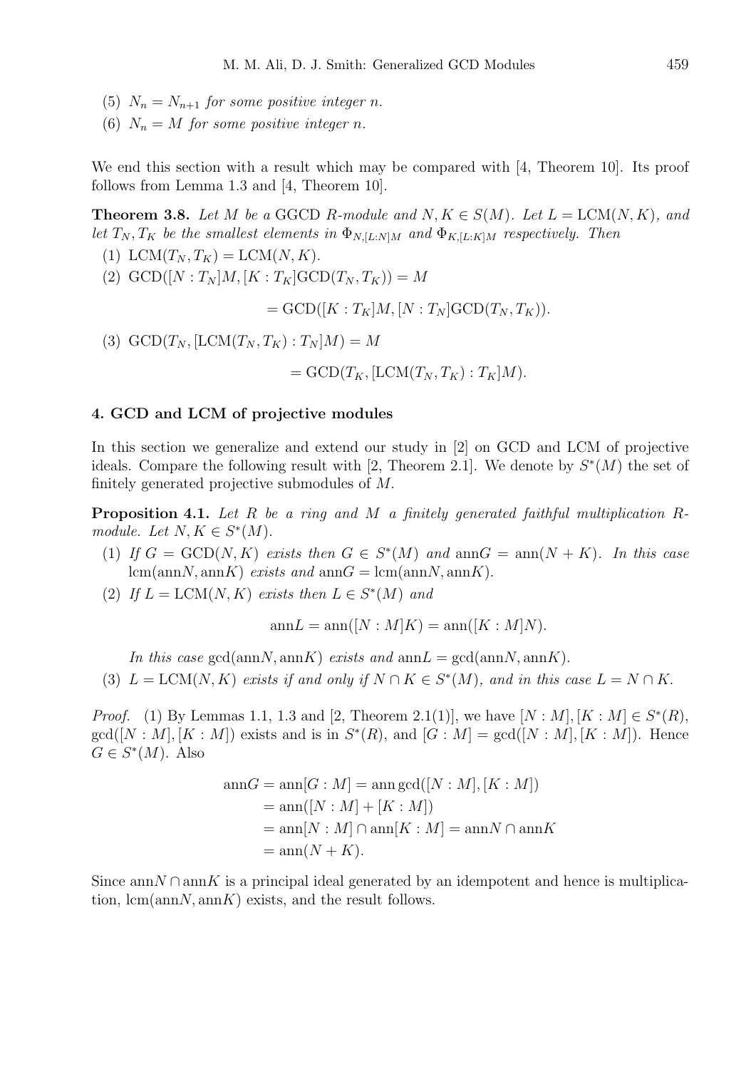(5) $N_n = N_{n+1}$ for some positive integer $n$.

(6) $N_n = M$ for some positive integer $n$.

We end this section with a result which may be compared with [4, Theorem 10]. Its proof follows from Lemma 1.3 and [4, Theorem 10].

**Theorem 3.8.** *Let $M$ be a* GGCD *$R$-module and $N, K \in S(M)$. Let $L = \mathrm{LCM}(N, K)$, and let $T_N, T_K$ be the smallest elements in $\Phi_{N,[L:N]M}$ and $\Phi_{K,[L:K]M}$ respectively. Then*

(1) $\mathrm{LCM}(T_N, T_K) = \mathrm{LCM}(N, K)$.

(2) $\mathrm{GCD}([N : T_N]M, [K : T_K]\mathrm{GCD}(T_N, T_K)) = M$

$$= \mathrm{GCD}([K : T_K]M, [N : T_N]\mathrm{GCD}(T_N, T_K)).$$

(3) $\mathrm{GCD}(T_N, [\mathrm{LCM}(T_N, T_K) : T_N]M) = M$

$$= \mathrm{GCD}(T_K, [\mathrm{LCM}(T_N, T_K) : T_K]M).$$

## 4. GCD and LCM of projective modules

In this section we generalize and extend our study in [2] on GCD and LCM of projective ideals. Compare the following result with [2, Theorem 2.1]. We denote by $S^*(M)$ the set of finitely generated projective submodules of $M$.

**Proposition 4.1.** *Let $R$ be a ring and $M$ a finitely generated faithful multiplication $R$-module. Let $N, K \in S^*(M)$.*

(1) *If $G = \mathrm{GCD}(N, K)$ exists then $G \in S^*(M)$ and $\mathrm{ann}G = \mathrm{ann}(N + K)$. In this case $\mathrm{lcm}(\mathrm{ann}N, \mathrm{ann}K)$ exists and $\mathrm{ann}G = \mathrm{lcm}(\mathrm{ann}N, \mathrm{ann}K)$.*

(2) *If $L = \mathrm{LCM}(N, K)$ exists then $L \in S^*(M)$ and*

$$\mathrm{ann}L = \mathrm{ann}([N : M]K) = \mathrm{ann}([K : M]N).$$

*In this case $\gcd(\mathrm{ann}N, \mathrm{ann}K)$ exists and $\mathrm{ann}L = \gcd(\mathrm{ann}N, \mathrm{ann}K)$.*

(3) *$L = \mathrm{LCM}(N, K)$ exists if and only if $N \cap K \in S^*(M)$, and in this case $L = N \cap K$.*

*Proof.* (1) By Lemmas 1.1, 1.3 and [2, Theorem 2.1(1)], we have $[N : M], [K : M] \in S^*(R)$, $\gcd([N : M], [K : M])$ exists and is in $S^*(R)$, and $[G : M] = \gcd([N : M], [K : M])$. Hence $G \in S^*(M)$. Also

$$\begin{aligned}
\mathrm{ann}G &= \mathrm{ann}[G : M] = \mathrm{ann}\gcd([N : M], [K : M]) \\
&= \mathrm{ann}([N : M] + [K : M]) \\
&= \mathrm{ann}[N : M] \cap \mathrm{ann}[K : M] = \mathrm{ann}N \cap \mathrm{ann}K \\
&= \mathrm{ann}(N + K).
\end{aligned}$$

Since $\mathrm{ann}N \cap \mathrm{ann}K$ is a principal ideal generated by an idempotent and hence is multiplication, $\mathrm{lcm}(\mathrm{ann}N, \mathrm{ann}K)$ exists, and the result follows.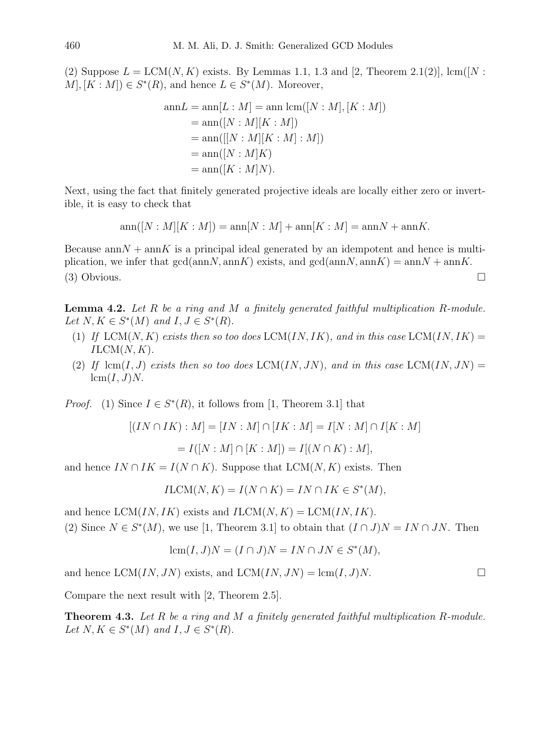(2) Suppose $L = \mathrm{LCM}(N, K)$ exists. By Lemmas 1.1, 1.3 and [2, Theorem 2.1(2)], $\mathrm{lcm}([N : M], [K : M]) \in S^*(R)$, and hence $L \in S^*(M)$. Moreover,

$$\begin{aligned}
\mathrm{ann}L &= \mathrm{ann}[L : M] = \mathrm{ann}\ \mathrm{lcm}([N : M], [K : M]) \\
&= \mathrm{ann}([N : M][K : M]) \\
&= \mathrm{ann}([[N : M][K : M] : M]) \\
&= \mathrm{ann}([N : M]K) \\
&= \mathrm{ann}([K : M]N).
\end{aligned}$$

Next, using the fact that finitely generated projective ideals are locally either zero or invertible, it is easy to check that

$$\mathrm{ann}([N : M][K : M]) = \mathrm{ann}[N : M] + \mathrm{ann}[K : M] = \mathrm{ann}N + \mathrm{ann}K.$$

Because $\mathrm{ann}N + \mathrm{ann}K$ is a principal ideal generated by an idempotent and hence is multiplication, we infer that $\gcd(\mathrm{ann}N, \mathrm{ann}K)$ exists, and $\gcd(\mathrm{ann}N, \mathrm{ann}K) = \mathrm{ann}N + \mathrm{ann}K$.

(3) Obvious. □

**Lemma 4.2.** *Let $R$ be a ring and $M$ a finitely generated faithful multiplication $R$-module. Let $N, K \in S^*(M)$ and $I, J \in S^*(R)$.*

1. *If $\mathrm{LCM}(N, K)$ exists then so too does $\mathrm{LCM}(IN, IK)$, and in this case $\mathrm{LCM}(IN, IK) = I\mathrm{LCM}(N, K)$.*
2. *If $\mathrm{lcm}(I, J)$ exists then so too does $\mathrm{LCM}(IN, JN)$, and in this case $\mathrm{LCM}(IN, JN) = \mathrm{lcm}(I, J)N$.*

*Proof.* (1) Since $I \in S^*(R)$, it follows from [1, Theorem 3.1] that

$$[(IN \cap IK) : M] = [IN : M] \cap [IK : M] = I[N : M] \cap I[K : M]$$

$$= I([N : M] \cap [K : M]) = I[(N \cap K) : M],$$

and hence $IN \cap IK = I(N \cap K)$. Suppose that $\mathrm{LCM}(N, K)$ exists. Then

$$I\mathrm{LCM}(N, K) = I(N \cap K) = IN \cap IK \in S^*(M),$$

and hence $\mathrm{LCM}(IN, IK)$ exists and $I\mathrm{LCM}(N, K) = \mathrm{LCM}(IN, IK)$.

(2) Since $N \in S^*(M)$, we use [1, Theorem 3.1] to obtain that $(I \cap J)N = IN \cap JN$. Then

$$\mathrm{lcm}(I, J)N = (I \cap J)N = IN \cap JN \in S^*(M),$$

and hence $\mathrm{LCM}(IN, JN)$ exists, and $\mathrm{LCM}(IN, JN) = \mathrm{lcm}(I, J)N$. □

Compare the next result with [2, Theorem 2.5].

**Theorem 4.3.** *Let $R$ be a ring and $M$ a finitely generated faithful multiplication $R$-module. Let $N, K \in S^*(M)$ and $I, J \in S^*(R)$.*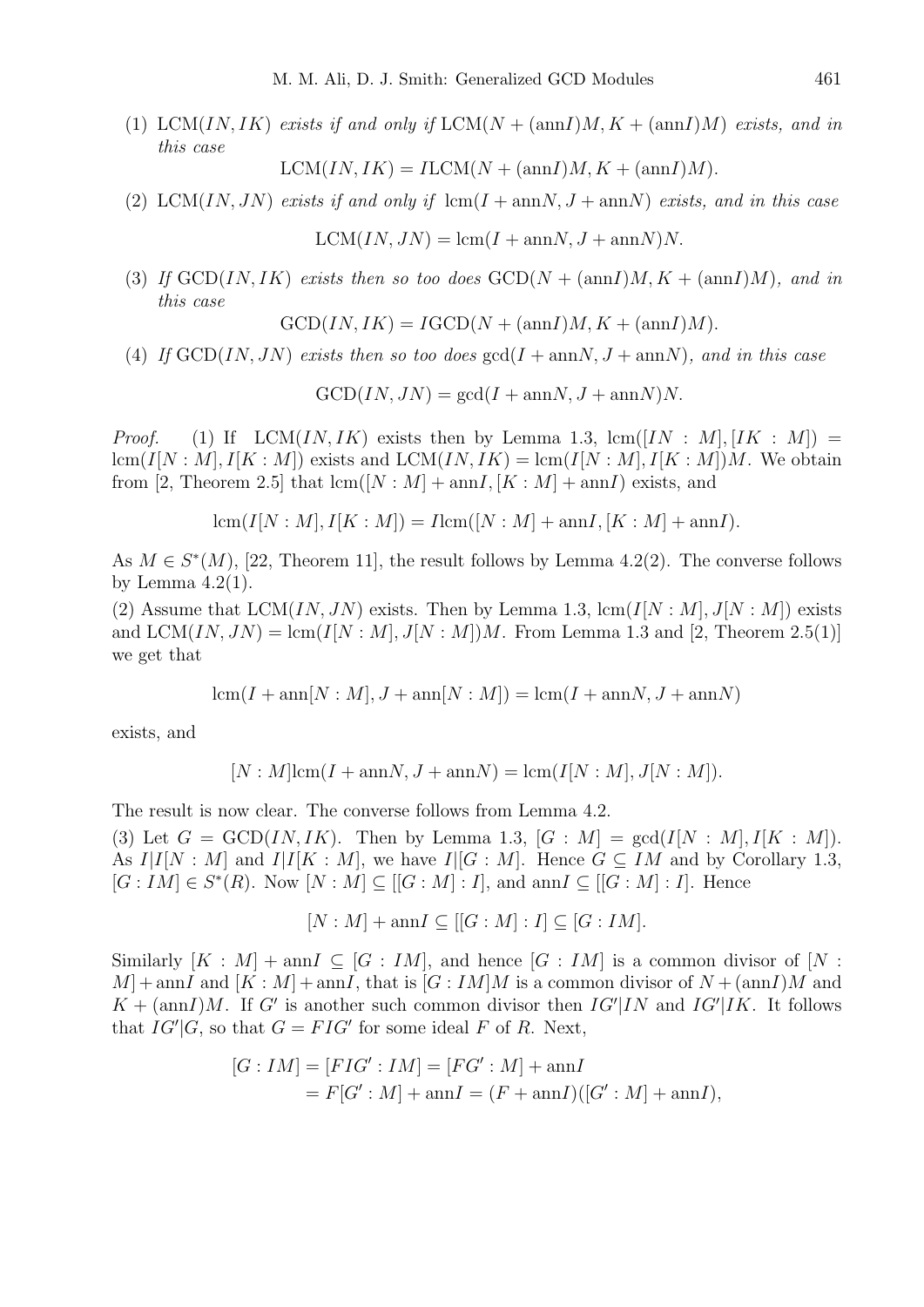(1) $\mathrm{LCM}(IN, IK)$ *exists if and only if* $\mathrm{LCM}(N + (\mathrm{ann}I)M, K + (\mathrm{ann}I)M)$ *exists, and in this case*

$$\mathrm{LCM}(IN, IK) = I\mathrm{LCM}(N + (\mathrm{ann}I)M, K + (\mathrm{ann}I)M).$$

(2) $\mathrm{LCM}(IN, JN)$ *exists if and only if* $\mathrm{lcm}(I + \mathrm{ann}N, J + \mathrm{ann}N)$ *exists, and in this case*

$$\mathrm{LCM}(IN, JN) = \mathrm{lcm}(I + \mathrm{ann}N, J + \mathrm{ann}N)N.$$

(3) *If* $\mathrm{GCD}(IN, IK)$ *exists then so too does* $\mathrm{GCD}(N + (\mathrm{ann}I)M, K + (\mathrm{ann}I)M)$*, and in this case*

$$\mathrm{GCD}(IN, IK) = I\mathrm{GCD}(N + (\mathrm{ann}I)M, K + (\mathrm{ann}I)M).$$

(4) *If* $\mathrm{GCD}(IN, JN)$ *exists then so too does* $\gcd(I + \mathrm{ann}N, J + \mathrm{ann}N)$*, and in this case*

$$\mathrm{GCD}(IN, JN) = \gcd(I + \mathrm{ann}N, J + \mathrm{ann}N)N.$$

*Proof.* (1) If $\mathrm{LCM}(IN, IK)$ exists then by Lemma 1.3, $\mathrm{lcm}([IN : M], [IK : M]) = \mathrm{lcm}(I[N : M], I[K : M])$ exists and $\mathrm{LCM}(IN, IK) = \mathrm{lcm}(I[N : M], I[K : M])M$. We obtain from [2, Theorem 2.5] that $\mathrm{lcm}([N : M] + \mathrm{ann}I, [K : M] + \mathrm{ann}I)$ exists, and

$$\mathrm{lcm}(I[N : M], I[K : M]) = I\mathrm{lcm}([N : M] + \mathrm{ann}I, [K : M] + \mathrm{ann}I).$$

As $M \in S^*(M)$, [22, Theorem 11], the result follows by Lemma 4.2(2). The converse follows by Lemma 4.2(1).

(2) Assume that $\mathrm{LCM}(IN, JN)$ exists. Then by Lemma 1.3, $\mathrm{lcm}(I[N : M], J[N : M])$ exists and $\mathrm{LCM}(IN, JN) = \mathrm{lcm}(I[N : M], J[N : M])M$. From Lemma 1.3 and [2, Theorem 2.5(1)] we get that

$$\mathrm{lcm}(I + \mathrm{ann}[N : M], J + \mathrm{ann}[N : M]) = \mathrm{lcm}(I + \mathrm{ann}N, J + \mathrm{ann}N)$$

exists, and

$$[N : M]\mathrm{lcm}(I + \mathrm{ann}N, J + \mathrm{ann}N) = \mathrm{lcm}(I[N : M], J[N : M]).$$

The result is now clear. The converse follows from Lemma 4.2.

(3) Let $G = \mathrm{GCD}(IN, IK)$. Then by Lemma 1.3, $[G : M] = \gcd(I[N : M], I[K : M])$. As $I|I[N : M]$ and $I|I[K : M]$, we have $I|[G : M]$. Hence $G \subseteq IM$ and by Corollary 1.3, $[G : IM] \in S^*(R)$. Now $[N : M] \subseteq [[G : M] : I]$, and $\mathrm{ann}I \subseteq [[G : M] : I]$. Hence

$$[N : M] + \mathrm{ann}I \subseteq [[G : M] : I] \subseteq [G : IM].$$

Similarly $[K : M] + \mathrm{ann}I \subseteq [G : IM]$, and hence $[G : IM]$ is a common divisor of $[N : M] + \mathrm{ann}I$ and $[K : M] + \mathrm{ann}I$, that is $[G : IM]M$ is a common divisor of $N + (\mathrm{ann}I)M$ and $K + (\mathrm{ann}I)M$. If $G'$ is another such common divisor then $IG'|IN$ and $IG'|IK$. It follows that $IG'|G$, so that $G = FIG'$ for some ideal $F$ of $R$. Next,

$$\begin{aligned}[G : IM] &= [FIG' : IM] = [FG' : M] + \mathrm{ann}I \\ &= F[G' : M] + \mathrm{ann}I = (F + \mathrm{ann}I)([G' : M] + \mathrm{ann}I),\end{aligned}$$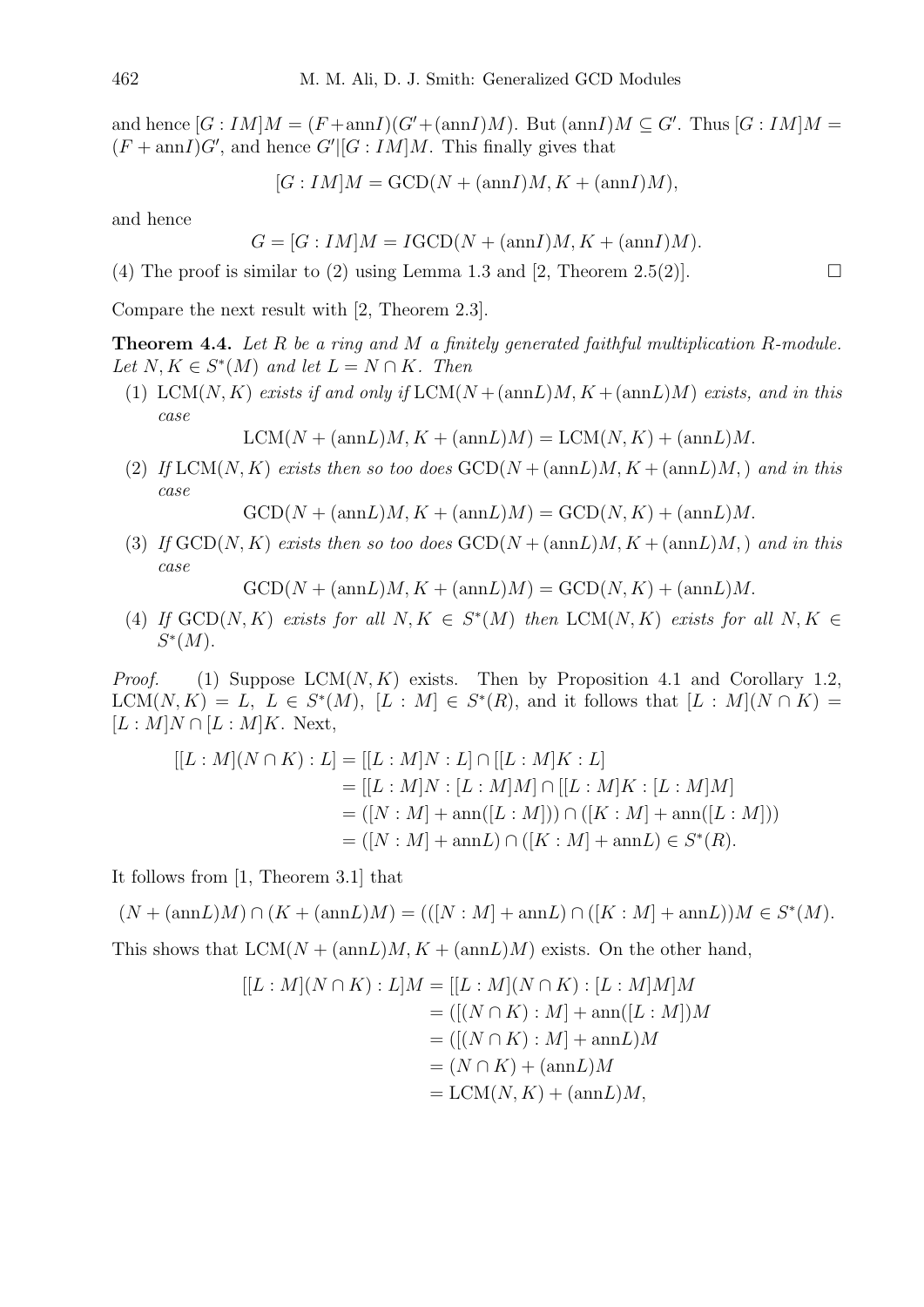and hence $[G : IM]M = (F+\text{ann}I)(G'+(\text{ann}I)M)$. But $(\text{ann}I)M \subseteq G'$. Thus $[G : IM]M = (F + \text{ann}I)G'$, and hence $G'|[G : IM]M$. This finally gives that

$$[G : IM]M = \text{GCD}(N + (\text{ann}I)M, K + (\text{ann}I)M),$$

and hence

$$G = [G : IM]M = I\text{GCD}(N + (\text{ann}I)M, K + (\text{ann}I)M).$$

(4) The proof is similar to (2) using Lemma 1.3 and [2, Theorem 2.5(2)]. □

Compare the next result with [2, Theorem 2.3].

**Theorem 4.4.** *Let $R$ be a ring and $M$ a finitely generated faithful multiplication $R$-module. Let $N, K \in S^*(M)$ and let $L = N \cap K$. Then*

1. $\text{LCM}(N, K)$ *exists if and only if* $\text{LCM}(N+(\text{ann}L)M, K+(\text{ann}L)M)$ *exists, and in this case*
$$\text{LCM}(N + (\text{ann}L)M, K + (\text{ann}L)M) = \text{LCM}(N, K) + (\text{ann}L)M.$$
2. *If* $\text{LCM}(N, K)$ *exists then so too does* $\text{GCD}(N+(\text{ann}L)M, K+(\text{ann}L)M, )$ *and in this case*
$$\text{GCD}(N + (\text{ann}L)M, K + (\text{ann}L)M) = \text{GCD}(N, K) + (\text{ann}L)M.$$
3. *If* $\text{GCD}(N, K)$ *exists then so too does* $\text{GCD}(N+(\text{ann}L)M, K+(\text{ann}L)M, )$ *and in this case*
$$\text{GCD}(N + (\text{ann}L)M, K + (\text{ann}L)M) = \text{GCD}(N, K) + (\text{ann}L)M.$$
4. *If* $\text{GCD}(N, K)$ *exists for all* $N, K \in S^*(M)$ *then* $\text{LCM}(N, K)$ *exists for all* $N, K \in S^*(M)$.

*Proof.* (1) Suppose $\text{LCM}(N, K)$ exists. Then by Proposition 4.1 and Corollary 1.2, $\text{LCM}(N, K) = L$, $L \in S^*(M)$, $[L : M] \in S^*(R)$, and it follows that $[L : M](N \cap K) = [L : M]N \cap [L : M]K$. Next,

$$\begin{aligned}
[[L : M](N \cap K) : L] &= [[L : M]N : L] \cap [[L : M]K : L] \\
&= [[L : M]N : [L : M]M] \cap [[L : M]K : [L : M]M] \\
&= ([N : M] + \text{ann}([L : M])) \cap ([K : M] + \text{ann}([L : M])) \\
&= ([N : M] + \text{ann}L) \cap ([K : M] + \text{ann}L) \in S^*(R).
\end{aligned}$$

It follows from [1, Theorem 3.1] that

$$(N + (\text{ann}L)M) \cap (K + (\text{ann}L)M) = (([N : M] + \text{ann}L) \cap ([K : M] + \text{ann}L))M \in S^*(M).$$

This shows that $\text{LCM}(N + (\text{ann}L)M, K + (\text{ann}L)M)$ exists. On the other hand,

$$\begin{aligned}
[[L : M](N \cap K) : L]M &= [[L : M](N \cap K) : [L : M]M]M \\
&= ([(N \cap K) : M] + \text{ann}([L : M])M \\
&= ([(N \cap K) : M] + \text{ann}L)M \\
&= (N \cap K) + (\text{ann}L)M \\
&= \text{LCM}(N, K) + (\text{ann}L)M,
\end{aligned}$$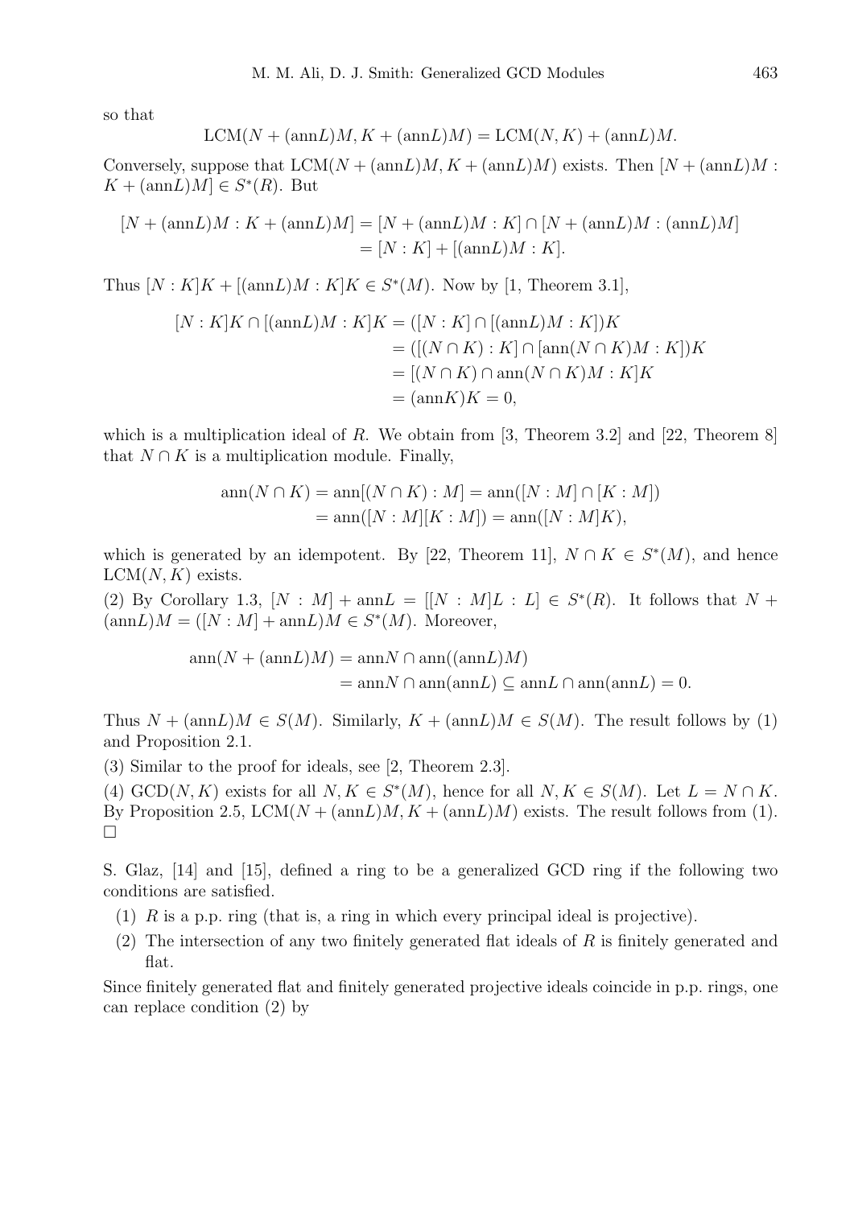so that

$$\mathrm{LCM}(N + (\mathrm{ann}L)M, K + (\mathrm{ann}L)M) = \mathrm{LCM}(N, K) + (\mathrm{ann}L)M.$$

Conversely, suppose that $\mathrm{LCM}(N + (\mathrm{ann}L)M, K + (\mathrm{ann}L)M)$ exists. Then $[N + (\mathrm{ann}L)M : K + (\mathrm{ann}L)M] \in S^*(R)$. But

$$\begin{aligned}[N + (\mathrm{ann}L)M : K + (\mathrm{ann}L)M] &= [N + (\mathrm{ann}L)M : K] \cap [N + (\mathrm{ann}L)M : (\mathrm{ann}L)M] \\ &= [N : K] + [(\mathrm{ann}L)M : K].\end{aligned}$$

Thus $[N : K]K + [(\mathrm{ann}L)M : K]K \in S^*(M)$. Now by [1, Theorem 3.1],

$$\begin{aligned}[N : K]K \cap [(\mathrm{ann}L)M : K]K &= ([N : K] \cap [(\mathrm{ann}L)M : K])K \\ &= ([(N \cap K) : K] \cap [\mathrm{ann}(N \cap K)M : K])K \\ &= [(N \cap K) \cap \mathrm{ann}(N \cap K)M : K]K \\ &= (\mathrm{ann}K)K = 0,\end{aligned}$$

which is a multiplication ideal of $R$. We obtain from [3, Theorem 3.2] and [22, Theorem 8] that $N \cap K$ is a multiplication module. Finally,

$$\begin{aligned}\mathrm{ann}(N \cap K) &= \mathrm{ann}[(N \cap K) : M] = \mathrm{ann}([N : M] \cap [K : M]) \\ &= \mathrm{ann}([N : M][K : M]) = \mathrm{ann}([N : M]K),\end{aligned}$$

which is generated by an idempotent. By [22, Theorem 11], $N \cap K \in S^*(M)$, and hence $\mathrm{LCM}(N, K)$ exists.

(2) By Corollary 1.3, $[N : M] + \mathrm{ann}L = [[N : M]L : L] \in S^*(R)$. It follows that $N + (\mathrm{ann}L)M = ([N : M] + \mathrm{ann}L)M \in S^*(M)$. Moreover,

$$\begin{aligned}\mathrm{ann}(N + (\mathrm{ann}L)M) &= \mathrm{ann}N \cap \mathrm{ann}((\mathrm{ann}L)M) \\ &= \mathrm{ann}N \cap \mathrm{ann}(\mathrm{ann}L) \subseteq \mathrm{ann}L \cap \mathrm{ann}(\mathrm{ann}L) = 0.\end{aligned}$$

Thus $N + (\mathrm{ann}L)M \in S(M)$. Similarly, $K + (\mathrm{ann}L)M \in S(M)$. The result follows by (1) and Proposition 2.1.

(3) Similar to the proof for ideals, see [2, Theorem 2.3].

(4) $\mathrm{GCD}(N, K)$ exists for all $N, K \in S^*(M)$, hence for all $N, K \in S(M)$. Let $L = N \cap K$. By Proposition 2.5, $\mathrm{LCM}(N + (\mathrm{ann}L)M, K + (\mathrm{ann}L)M)$ exists. The result follows from (1). □

S. Glaz, [14] and [15], defined a ring to be a generalized GCD ring if the following two conditions are satisfied.

1. $R$ is a p.p. ring (that is, a ring in which every principal ideal is projective).
2. The intersection of any two finitely generated flat ideals of $R$ is finitely generated and flat.

Since finitely generated flat and finitely generated projective ideals coincide in p.p. rings, one can replace condition (2) by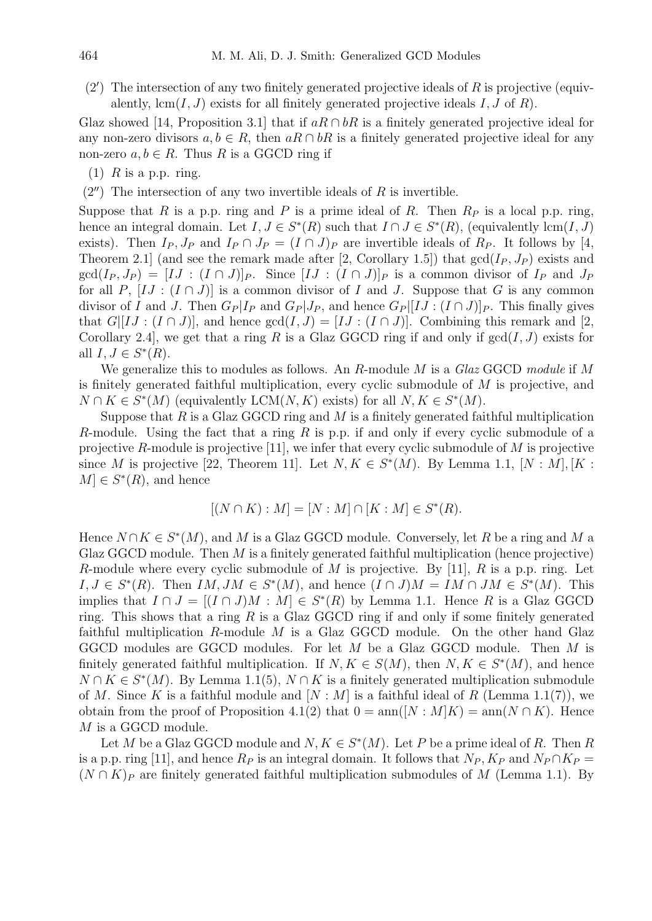(2′) The intersection of any two finitely generated projective ideals of $R$ is projective (equivalently, $\operatorname{lcm}(I, J)$ exists for all finitely generated projective ideals $I, J$ of $R$).

Glaz showed [14, Proposition 3.1] that if $aR \cap bR$ is a finitely generated projective ideal for any non-zero divisors $a, b \in R$, then $aR \cap bR$ is a finitely generated projective ideal for any non-zero $a, b \in R$. Thus $R$ is a GGCD ring if

(1) $R$ is a p.p. ring.

(2″) The intersection of any two invertible ideals of $R$ is invertible.

Suppose that $R$ is a p.p. ring and $P$ is a prime ideal of $R$. Then $R_P$ is a local p.p. ring, hence an integral domain. Let $I, J \in S^*(R)$ such that $I \cap J \in S^*(R)$, (equivalently $\operatorname{lcm}(I, J)$ exists). Then $I_P, J_P$ and $I_P \cap J_P = (I \cap J)_P$ are invertible ideals of $R_P$. It follows by [4, Theorem 2.1] (and see the remark made after [2, Corollary 1.5]) that $\gcd(I_P, J_P)$ exists and $\gcd(I_P, J_P) = [IJ : (I \cap J)]_P$. Since $[IJ : (I \cap J)]_P$ is a common divisor of $I_P$ and $J_P$ for all $P$, $[IJ : (I \cap J)]$ is a common divisor of $I$ and $J$. Suppose that $G$ is any common divisor of $I$ and $J$. Then $G_P|I_P$ and $G_P|J_P$, and hence $G_P|[IJ : (I \cap J)]_P$. This finally gives that $G|[IJ : (I \cap J)]$, and hence $\gcd(I, J) = [IJ : (I \cap J)]$. Combining this remark and [2, Corollary 2.4], we get that a ring $R$ is a Glaz GGCD ring if and only if $\gcd(I, J)$ exists for all $I, J \in S^*(R)$.

We generalize this to modules as follows. An $R$-module $M$ is a *Glaz* GGCD *module* if $M$ is finitely generated faithful multiplication, every cyclic submodule of $M$ is projective, and $N \cap K \in S^*(M)$ (equivalently $\operatorname{LCM}(N, K)$ exists) for all $N, K \in S^*(M)$.

Suppose that $R$ is a Glaz GGCD ring and $M$ is a finitely generated faithful multiplication $R$-module. Using the fact that a ring $R$ is p.p. if and only if every cyclic submodule of a projective $R$-module is projective [11], we infer that every cyclic submodule of $M$ is projective since $M$ is projective [22, Theorem 11]. Let $N, K \in S^*(M)$. By Lemma 1.1, $[N : M], [K : M] \in S^*(R)$, and hence

$$[(N \cap K) : M] = [N : M] \cap [K : M] \in S^*(R).$$

Hence $N \cap K \in S^*(M)$, and $M$ is a Glaz GGCD module. Conversely, let $R$ be a ring and $M$ a Glaz GGCD module. Then $M$ is a finitely generated faithful multiplication (hence projective) $R$-module where every cyclic submodule of $M$ is projective. By [11], $R$ is a p.p. ring. Let $I, J \in S^*(R)$. Then $IM, JM \in S^*(M)$, and hence $(I \cap J)M = IM \cap JM \in S^*(M)$. This implies that $I \cap J = [(I \cap J)M : M] \in S^*(R)$ by Lemma 1.1. Hence $R$ is a Glaz GGCD ring. This shows that a ring $R$ is a Glaz GGCD ring if and only if some finitely generated faithful multiplication $R$-module $M$ is a Glaz GGCD module. On the other hand Glaz GGCD modules are GGCD modules. For let $M$ be a Glaz GGCD module. Then $M$ is finitely generated faithful multiplication. If $N, K \in S(M)$, then $N, K \in S^*(M)$, and hence $N \cap K \in S^*(M)$. By Lemma 1.1(5), $N \cap K$ is a finitely generated multiplication submodule of $M$. Since $K$ is a faithful module and $[N : M]$ is a faithful ideal of $R$ (Lemma 1.1(7)), we obtain from the proof of Proposition 4.1(2) that $0 = \operatorname{ann}([N : M]K) = \operatorname{ann}(N \cap K)$. Hence $M$ is a GGCD module.

Let $M$ be a Glaz GGCD module and $N, K \in S^*(M)$. Let $P$ be a prime ideal of $R$. Then $R$ is a p.p. ring [11], and hence $R_P$ is an integral domain. It follows that $N_P, K_P$ and $N_P \cap K_P = (N \cap K)_P$ are finitely generated faithful multiplication submodules of $M$ (Lemma 1.1). By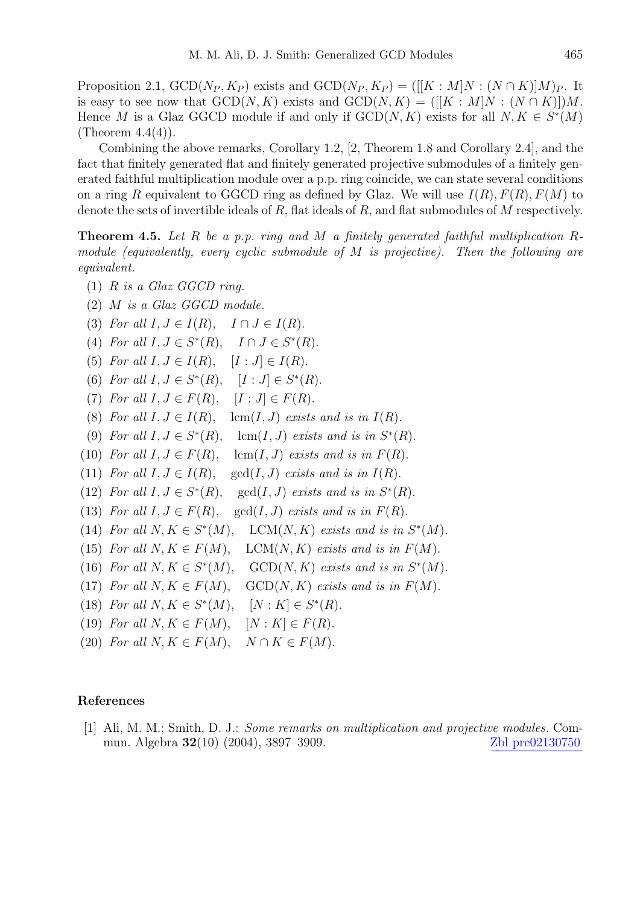Proposition 2.1, $\mathrm{GCD}(N_P, K_P)$ exists and $\mathrm{GCD}(N_P, K_P) = ([[K : M]N : (N \cap K)]M)_P$. It is easy to see now that $\mathrm{GCD}(N, K)$ exists and $\mathrm{GCD}(N, K) = ([[K : M]N : (N \cap K)])M$. Hence $M$ is a Glaz GGCD module if and only if $\mathrm{GCD}(N, K)$ exists for all $N, K \in S^*(M)$ (Theorem 4.4(4)).

Combining the above remarks, Corollary 1.2, [2, Theorem 1.8 and Corollary 2.4], and the fact that finitely generated flat and finitely generated projective submodules of a finitely generated faithful multiplication module over a p.p. ring coincide, we can state several conditions on a ring $R$ equivalent to GGCD ring as defined by Glaz. We will use $I(R), F(R), F(M)$ to denote the sets of invertible ideals of $R$, flat ideals of $R$, and flat submodules of $M$ respectively.

**Theorem 4.5.** *Let $R$ be a p.p. ring and $M$ a finitely generated faithful multiplication $R$-module (equivalently, every cyclic submodule of $M$ is projective). Then the following are equivalent.*

(1) *$R$ is a Glaz GGCD ring.*

(2) *$M$ is a Glaz GGCD module.*

(3) *For all $I, J \in I(R)$, $\quad I \cap J \in I(R)$.*

(4) *For all $I, J \in S^*(R)$, $\quad I \cap J \in S^*(R)$.*

(5) *For all $I, J \in I(R)$, $\quad [I : J] \in I(R)$.*

(6) *For all $I, J \in S^*(R)$, $\quad [I : J] \in S^*(R)$.*

(7) *For all $I, J \in F(R)$, $\quad [I : J] \in F(R)$.*

(8) *For all $I, J \in I(R)$, $\quad \mathrm{lcm}(I, J)$ exists and is in $I(R)$.*

(9) *For all $I, J \in S^*(R)$, $\quad \mathrm{lcm}(I, J)$ exists and is in $S^*(R)$.*

(10) *For all $I, J \in F(R)$, $\quad \mathrm{lcm}(I, J)$ exists and is in $F(R)$.*

(11) *For all $I, J \in I(R)$, $\quad \gcd(I, J)$ exists and is in $I(R)$.*

(12) *For all $I, J \in S^*(R)$, $\quad \gcd(I, J)$ exists and is in $S^*(R)$.*

(13) *For all $I, J \in F(R)$, $\quad \gcd(I, J)$ exists and is in $F(R)$.*

(14) *For all $N, K \in S^*(M)$, $\quad \mathrm{LCM}(N, K)$ exists and is in $S^*(M)$.*

(15) *For all $N, K \in F(M)$, $\quad \mathrm{LCM}(N, K)$ exists and is in $F(M)$.*

(16) *For all $N, K \in S^*(M)$, $\quad \mathrm{GCD}(N, K)$ exists and is in $S^*(M)$.*

(17) *For all $N, K \in F(M)$, $\quad \mathrm{GCD}(N, K)$ exists and is in $F(M)$.*

(18) *For all $N, K \in S^*(M)$, $\quad [N : K] \in S^*(R)$.*

(19) *For all $N, K \in F(M)$, $\quad [N : K] \in F(R)$.*

(20) *For all $N, K \in F(M)$, $\quad N \cap K \in F(M)$.*

## References

[1] Ali, M. M.; Smith, D. J.: *Some remarks on multiplication and projective modules.* Commun. Algebra **32**(10) (2004), 3897–3909. Zbl pre02130750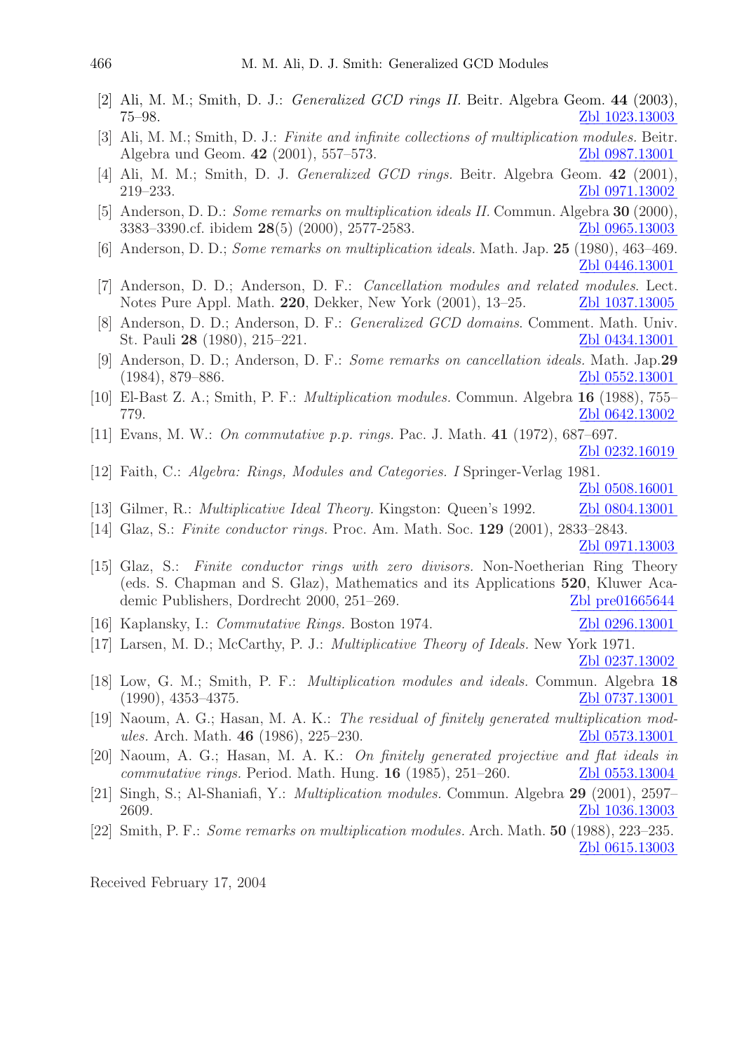[2] Ali, M. M.; Smith, D. J.: *Generalized GCD rings II.* Beitr. Algebra Geom. **44** (2003), 75–98. Zbl 1023.13003

[3] Ali, M. M.; Smith, D. J.: *Finite and infinite collections of multiplication modules.* Beitr. Algebra und Geom. **42** (2001), 557–573. Zbl 0987.13001

[4] Ali, M. M.; Smith, D. J. *Generalized GCD rings.* Beitr. Algebra Geom. **42** (2001), 219–233. Zbl 0971.13002

[5] Anderson, D. D.: *Some remarks on multiplication ideals II.* Commun. Algebra **30** (2000), 3383–3390.cf. ibidem **28**(5) (2000), 2577-2583. Zbl 0965.13003

[6] Anderson, D. D.; *Some remarks on multiplication ideals.* Math. Jap. **25** (1980), 463–469. Zbl 0446.13001

[7] Anderson, D. D.; Anderson, D. F.: *Cancellation modules and related modules*. Lect. Notes Pure Appl. Math. **220**, Dekker, New York (2001), 13–25. Zbl 1037.13005

[8] Anderson, D. D.; Anderson, D. F.: *Generalized GCD domains.* Comment. Math. Univ. St. Pauli **28** (1980), 215–221. Zbl 0434.13001

[9] Anderson, D. D.; Anderson, D. F.: *Some remarks on cancellation ideals.* Math. Jap.**29** (1984), 879–886. Zbl 0552.13001

[10] El-Bast Z. A.; Smith, P. F.: *Multiplication modules.* Commun. Algebra **16** (1988), 755–779. Zbl 0642.13002

[11] Evans, M. W.: *On commutative p.p. rings.* Pac. J. Math. **41** (1972), 687–697. Zbl 0232.16019

[12] Faith, C.: *Algebra: Rings, Modules and Categories. I* Springer-Verlag 1981. Zbl 0508.16001

[13] Gilmer, R.: *Multiplicative Ideal Theory.* Kingston: Queen's 1992. Zbl 0804.13001

[14] Glaz, S.: *Finite conductor rings.* Proc. Am. Math. Soc. **129** (2001), 2833–2843. Zbl 0971.13003

[15] Glaz, S.: *Finite conductor rings with zero divisors.* Non-Noetherian Ring Theory (eds. S. Chapman and S. Glaz), Mathematics and its Applications **520**, Kluwer Academic Publishers, Dordrecht 2000, 251–269. Zbl pre01665644

[16] Kaplansky, I.: *Commutative Rings.* Boston 1974. Zbl 0296.13001

[17] Larsen, M. D.; McCarthy, P. J.: *Multiplicative Theory of Ideals.* New York 1971. Zbl 0237.13002

[18] Low, G. M.; Smith, P. F.: *Multiplication modules and ideals.* Commun. Algebra **18** (1990), 4353–4375. Zbl 0737.13001

[19] Naoum, A. G.; Hasan, M. A. K.: *The residual of finitely generated multiplication modules.* Arch. Math. **46** (1986), 225–230. Zbl 0573.13001

[20] Naoum, A. G.; Hasan, M. A. K.: *On finitely generated projective and flat ideals in commutative rings.* Period. Math. Hung. **16** (1985), 251–260. Zbl 0553.13004

[21] Singh, S.; Al-Shaniafi, Y.: *Multiplication modules.* Commun. Algebra **29** (2001), 2597–2609. Zbl 1036.13003

[22] Smith, P. F.: *Some remarks on multiplication modules.* Arch. Math. **50** (1988), 223–235. Zbl 0615.13003

Received February 17, 2004